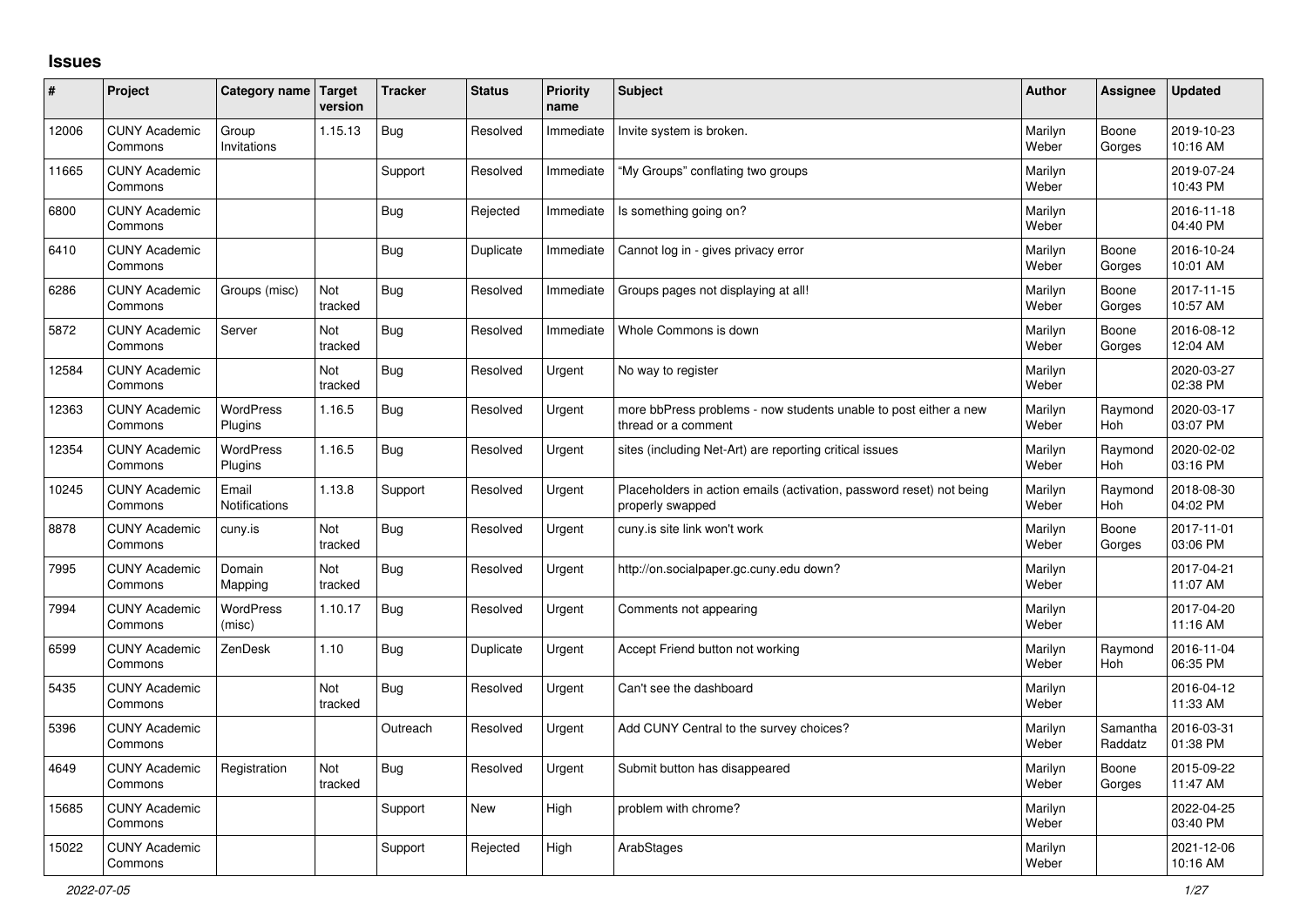## Issues

| # | Project | Category name | Target version | Tracker | Status | Priority name | Subject | Author | Assignee | Updated |
|---|---|---|---|---|---|---|---|---|---|---|
| 12006 | CUNY Academic Commons | Group Invitations | 1.15.13 | Bug | Resolved | Immediate | Invite system is broken. | Marilyn Weber | Boone Gorges | 2019-10-23 10:16 AM |
| 11665 | CUNY Academic Commons | | | Support | Resolved | Immediate | "My Groups" conflating two groups | Marilyn Weber | | 2019-07-24 10:43 PM |
| 6800 | CUNY Academic Commons | | | Bug | Rejected | Immediate | Is something going on? | Marilyn Weber | | 2016-11-18 04:40 PM |
| 6410 | CUNY Academic Commons | | | Bug | Duplicate | Immediate | Cannot log in - gives privacy error | Marilyn Weber | Boone Gorges | 2016-10-24 10:01 AM |
| 6286 | CUNY Academic Commons | Groups (misc) | Not tracked | Bug | Resolved | Immediate | Groups pages not displaying at all! | Marilyn Weber | Boone Gorges | 2017-11-15 10:57 AM |
| 5872 | CUNY Academic Commons | Server | Not tracked | Bug | Resolved | Immediate | Whole Commons is down | Marilyn Weber | Boone Gorges | 2016-08-12 12:04 AM |
| 12584 | CUNY Academic Commons | | Not tracked | Bug | Resolved | Urgent | No way to register | Marilyn Weber | | 2020-03-27 02:38 PM |
| 12363 | CUNY Academic Commons | WordPress Plugins | 1.16.5 | Bug | Resolved | Urgent | more bbPress problems - now students unable to post either a new thread or a comment | Marilyn Weber | Raymond Hoh | 2020-03-17 03:07 PM |
| 12354 | CUNY Academic Commons | WordPress Plugins | 1.16.5 | Bug | Resolved | Urgent | sites (including Net-Art) are reporting critical issues | Marilyn Weber | Raymond Hoh | 2020-02-02 03:16 PM |
| 10245 | CUNY Academic Commons | Email Notifications | 1.13.8 | Support | Resolved | Urgent | Placeholders in action emails (activation, password reset) not being properly swapped | Marilyn Weber | Raymond Hoh | 2018-08-30 04:02 PM |
| 8878 | CUNY Academic Commons | cuny.is | Not tracked | Bug | Resolved | Urgent | cuny.is site link won't work | Marilyn Weber | Boone Gorges | 2017-11-01 03:06 PM |
| 7995 | CUNY Academic Commons | Domain Mapping | Not tracked | Bug | Resolved | Urgent | http://on.socialpaper.gc.cuny.edu down? | Marilyn Weber | | 2017-04-21 11:07 AM |
| 7994 | CUNY Academic Commons | WordPress (misc) | 1.10.17 | Bug | Resolved | Urgent | Comments not appearing | Marilyn Weber | | 2017-04-20 11:16 AM |
| 6599 | CUNY Academic Commons | ZenDesk | 1.10 | Bug | Duplicate | Urgent | Accept Friend button not working | Marilyn Weber | Raymond Hoh | 2016-11-04 06:35 PM |
| 5435 | CUNY Academic Commons | | Not tracked | Bug | Resolved | Urgent | Can't see the dashboard | Marilyn Weber | | 2016-04-12 11:33 AM |
| 5396 | CUNY Academic Commons | | | Outreach | Resolved | Urgent | Add CUNY Central to the survey choices? | Marilyn Weber | Samantha Raddatz | 2016-03-31 01:38 PM |
| 4649 | CUNY Academic Commons | Registration | Not tracked | Bug | Resolved | Urgent | Submit button has disappeared | Marilyn Weber | Boone Gorges | 2015-09-22 11:47 AM |
| 15685 | CUNY Academic Commons | | | Support | New | High | problem with chrome? | Marilyn Weber | | 2022-04-25 03:40 PM |
| 15022 | CUNY Academic Commons | | | Support | Rejected | High | ArabStages | Marilyn Weber | | 2021-12-06 10:16 AM |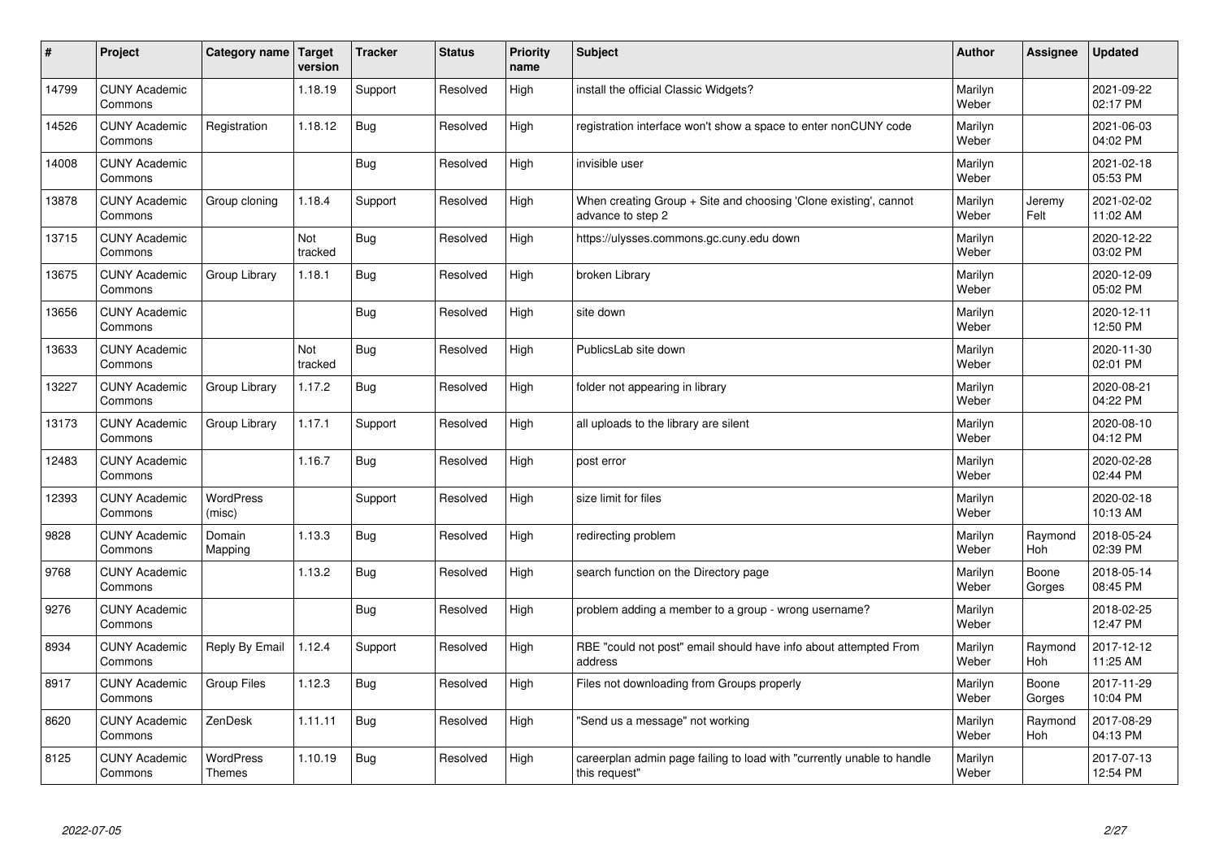| # | Project | Category name | Target version | Tracker | Status | Priority name | Subject | Author | Assignee | Updated |
|---|---|---|---|---|---|---|---|---|---|---|
| 14799 | CUNY Academic Commons | | 1.18.19 | Support | Resolved | High | install the official Classic Widgets? | Marilyn Weber | | 2021-09-22 02:17 PM |
| 14526 | CUNY Academic Commons | Registration | 1.18.12 | Bug | Resolved | High | registration interface won't show a space to enter nonCUNY code | Marilyn Weber | | 2021-06-03 04:02 PM |
| 14008 | CUNY Academic Commons | | | Bug | Resolved | High | invisible user | Marilyn Weber | | 2021-02-18 05:53 PM |
| 13878 | CUNY Academic Commons | Group cloning | 1.18.4 | Support | Resolved | High | When creating Group + Site and choosing 'Clone existing', cannot advance to step 2 | Marilyn Weber | Jeremy Felt | 2021-02-02 11:02 AM |
| 13715 | CUNY Academic Commons | | Not tracked | Bug | Resolved | High | https://ulysses.commons.gc.cuny.edu down | Marilyn Weber | | 2020-12-22 03:02 PM |
| 13675 | CUNY Academic Commons | Group Library | 1.18.1 | Bug | Resolved | High | broken Library | Marilyn Weber | | 2020-12-09 05:02 PM |
| 13656 | CUNY Academic Commons | | | Bug | Resolved | High | site down | Marilyn Weber | | 2020-12-11 12:50 PM |
| 13633 | CUNY Academic Commons | | Not tracked | Bug | Resolved | High | PublicsLab site down | Marilyn Weber | | 2020-11-30 02:01 PM |
| 13227 | CUNY Academic Commons | Group Library | 1.17.2 | Bug | Resolved | High | folder not appearing in library | Marilyn Weber | | 2020-08-21 04:22 PM |
| 13173 | CUNY Academic Commons | Group Library | 1.17.1 | Support | Resolved | High | all uploads to the library are silent | Marilyn Weber | | 2020-08-10 04:12 PM |
| 12483 | CUNY Academic Commons | | 1.16.7 | Bug | Resolved | High | post error | Marilyn Weber | | 2020-02-28 02:44 PM |
| 12393 | CUNY Academic Commons | WordPress (misc) | | Support | Resolved | High | size limit for files | Marilyn Weber | | 2020-02-18 10:13 AM |
| 9828 | CUNY Academic Commons | Domain Mapping | 1.13.3 | Bug | Resolved | High | redirecting problem | Marilyn Weber | Raymond Hoh | 2018-05-24 02:39 PM |
| 9768 | CUNY Academic Commons | | 1.13.2 | Bug | Resolved | High | search function on the Directory page | Marilyn Weber | Boone Gorges | 2018-05-14 08:45 PM |
| 9276 | CUNY Academic Commons | | | Bug | Resolved | High | problem adding a member to a group - wrong username? | Marilyn Weber | | 2018-02-25 12:47 PM |
| 8934 | CUNY Academic Commons | Reply By Email | 1.12.4 | Support | Resolved | High | RBE "could not post" email should have info about attempted From address | Marilyn Weber | Raymond Hoh | 2017-12-12 11:25 AM |
| 8917 | CUNY Academic Commons | Group Files | 1.12.3 | Bug | Resolved | High | Files not downloading from Groups properly | Marilyn Weber | Boone Gorges | 2017-11-29 10:04 PM |
| 8620 | CUNY Academic Commons | ZenDesk | 1.11.11 | Bug | Resolved | High | "Send us a message" not working | Marilyn Weber | Raymond Hoh | 2017-08-29 04:13 PM |
| 8125 | CUNY Academic Commons | WordPress Themes | 1.10.19 | Bug | Resolved | High | careerplan admin page failing to load with "currently unable to handle this request" | Marilyn Weber | | 2017-07-13 12:54 PM |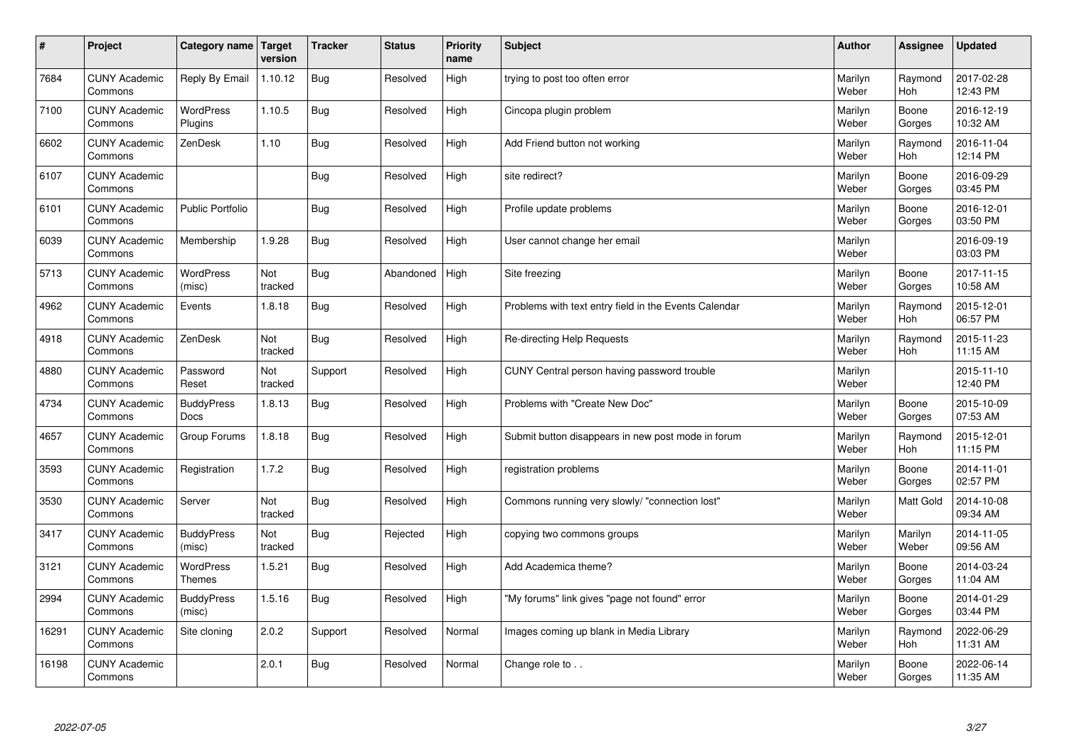| # | Project | Category name | Target version | Tracker | Status | Priority name | Subject | Author | Assignee | Updated |
|---|---|---|---|---|---|---|---|---|---|---|
| 7684 | CUNY Academic Commons | Reply By Email | 1.10.12 | Bug | Resolved | High | trying to post too often error | Marilyn Weber | Raymond Hoh | 2017-02-28 12:43 PM |
| 7100 | CUNY Academic Commons | WordPress Plugins | 1.10.5 | Bug | Resolved | High | Cincopa plugin problem | Marilyn Weber | Boone Gorges | 2016-12-19 10:32 AM |
| 6602 | CUNY Academic Commons | ZenDesk | 1.10 | Bug | Resolved | High | Add Friend button not working | Marilyn Weber | Raymond Hoh | 2016-11-04 12:14 PM |
| 6107 | CUNY Academic Commons | | | Bug | Resolved | High | site redirect? | Marilyn Weber | Boone Gorges | 2016-09-29 03:45 PM |
| 6101 | CUNY Academic Commons | Public Portfolio | | Bug | Resolved | High | Profile update problems | Marilyn Weber | Boone Gorges | 2016-12-01 03:50 PM |
| 6039 | CUNY Academic Commons | Membership | 1.9.28 | Bug | Resolved | High | User cannot change her email | Marilyn Weber | | 2016-09-19 03:03 PM |
| 5713 | CUNY Academic Commons | WordPress (misc) | Not tracked | Bug | Abandoned | High | Site freezing | Marilyn Weber | Boone Gorges | 2017-11-15 10:58 AM |
| 4962 | CUNY Academic Commons | Events | 1.8.18 | Bug | Resolved | High | Problems with text entry field in the Events Calendar | Marilyn Weber | Raymond Hoh | 2015-12-01 06:57 PM |
| 4918 | CUNY Academic Commons | ZenDesk | Not tracked | Bug | Resolved | High | Re-directing Help Requests | Marilyn Weber | Raymond Hoh | 2015-11-23 11:15 AM |
| 4880 | CUNY Academic Commons | Password Reset | Not tracked | Support | Resolved | High | CUNY Central person having password trouble | Marilyn Weber | | 2015-11-10 12:40 PM |
| 4734 | CUNY Academic Commons | BuddyPress Docs | 1.8.13 | Bug | Resolved | High | Problems with "Create New Doc" | Marilyn Weber | Boone Gorges | 2015-10-09 07:53 AM |
| 4657 | CUNY Academic Commons | Group Forums | 1.8.18 | Bug | Resolved | High | Submit button disappears in new post mode in forum | Marilyn Weber | Raymond Hoh | 2015-12-01 11:15 PM |
| 3593 | CUNY Academic Commons | Registration | 1.7.2 | Bug | Resolved | High | registration problems | Marilyn Weber | Boone Gorges | 2014-11-01 02:57 PM |
| 3530 | CUNY Academic Commons | Server | Not tracked | Bug | Resolved | High | Commons running very slowly/ "connection lost" | Marilyn Weber | Matt Gold | 2014-10-08 09:34 AM |
| 3417 | CUNY Academic Commons | BuddyPress (misc) | Not tracked | Bug | Rejected | High | copying two commons groups | Marilyn Weber | Marilyn Weber | 2014-11-05 09:56 AM |
| 3121 | CUNY Academic Commons | WordPress Themes | 1.5.21 | Bug | Resolved | High | Add Academica theme? | Marilyn Weber | Boone Gorges | 2014-03-24 11:04 AM |
| 2994 | CUNY Academic Commons | BuddyPress (misc) | 1.5.16 | Bug | Resolved | High | "My forums" link gives "page not found" error | Marilyn Weber | Boone Gorges | 2014-01-29 03:44 PM |
| 16291 | CUNY Academic Commons | Site cloning | 2.0.2 | Support | Resolved | Normal | Images coming up blank in Media Library | Marilyn Weber | Raymond Hoh | 2022-06-29 11:31 AM |
| 16198 | CUNY Academic Commons | | 2.0.1 | Bug | Resolved | Normal | Change role to . . | Marilyn Weber | Boone Gorges | 2022-06-14 11:35 AM |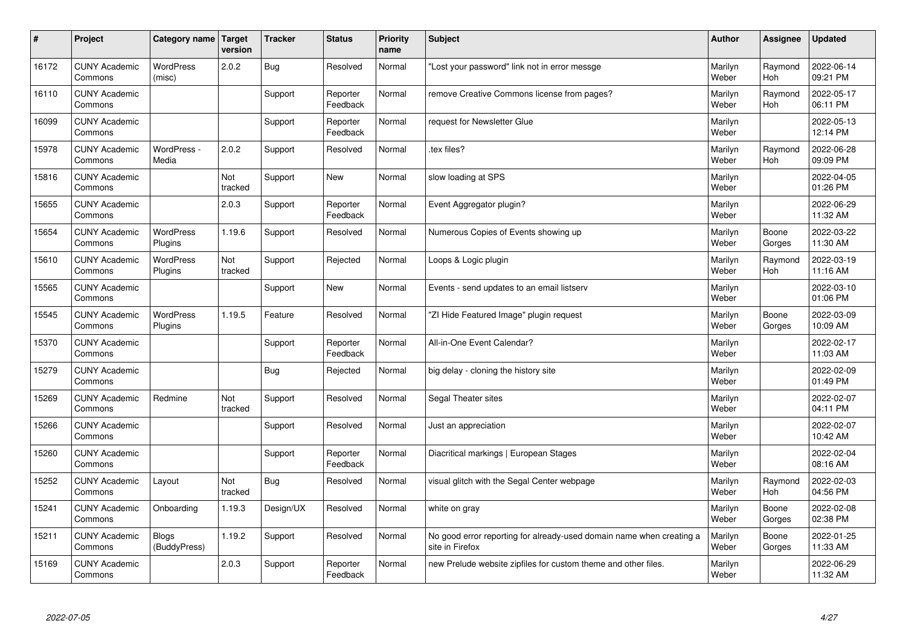| # | Project | Category name | Target version | Tracker | Status | Priority name | Subject | Author | Assignee | Updated |
|---|---|---|---|---|---|---|---|---|---|---|
| 16172 | CUNY Academic Commons | WordPress (misc) | 2.0.2 | Bug | Resolved | Normal | "Lost your password" link not in error messge | Marilyn Weber | Raymond Hoh | 2022-06-14 09:21 PM |
| 16110 | CUNY Academic Commons | | | Support | Reporter Feedback | Normal | remove Creative Commons license from pages? | Marilyn Weber | Raymond Hoh | 2022-05-17 06:11 PM |
| 16099 | CUNY Academic Commons | | | Support | Reporter Feedback | Normal | request for Newsletter Glue | Marilyn Weber | | 2022-05-13 12:14 PM |
| 15978 | CUNY Academic Commons | WordPress - Media | 2.0.2 | Support | Resolved | Normal | .tex files? | Marilyn Weber | Raymond Hoh | 2022-06-28 09:09 PM |
| 15816 | CUNY Academic Commons | | Not tracked | Support | New | Normal | slow loading at SPS | Marilyn Weber | | 2022-04-05 01:26 PM |
| 15655 | CUNY Academic Commons | | 2.0.3 | Support | Reporter Feedback | Normal | Event Aggregator plugin? | Marilyn Weber | | 2022-06-29 11:32 AM |
| 15654 | CUNY Academic Commons | WordPress Plugins | 1.19.6 | Support | Resolved | Normal | Numerous Copies of Events showing up | Marilyn Weber | Boone Gorges | 2022-03-22 11:30 AM |
| 15610 | CUNY Academic Commons | WordPress Plugins | Not tracked | Support | Rejected | Normal | Loops & Logic plugin | Marilyn Weber | Raymond Hoh | 2022-03-19 11:16 AM |
| 15565 | CUNY Academic Commons | | | Support | New | Normal | Events - send updates to an email listserv | Marilyn Weber | | 2022-03-10 01:06 PM |
| 15545 | CUNY Academic Commons | WordPress Plugins | 1.19.5 | Feature | Resolved | Normal | "ZI Hide Featured Image" plugin request | Marilyn Weber | Boone Gorges | 2022-03-09 10:09 AM |
| 15370 | CUNY Academic Commons | | | Support | Reporter Feedback | Normal | All-in-One Event Calendar? | Marilyn Weber | | 2022-02-17 11:03 AM |
| 15279 | CUNY Academic Commons | | | Bug | Rejected | Normal | big delay - cloning the history site | Marilyn Weber | | 2022-02-09 01:49 PM |
| 15269 | CUNY Academic Commons | Redmine | Not tracked | Support | Resolved | Normal | Segal Theater sites | Marilyn Weber | | 2022-02-07 04:11 PM |
| 15266 | CUNY Academic Commons | | | Support | Resolved | Normal | Just an appreciation | Marilyn Weber | | 2022-02-07 10:42 AM |
| 15260 | CUNY Academic Commons | | | Support | Reporter Feedback | Normal | Diacritical markings \| European Stages | Marilyn Weber | | 2022-02-04 08:16 AM |
| 15252 | CUNY Academic Commons | Layout | Not tracked | Bug | Resolved | Normal | visual glitch with the Segal Center webpage | Marilyn Weber | Raymond Hoh | 2022-02-03 04:56 PM |
| 15241 | CUNY Academic Commons | Onboarding | 1.19.3 | Design/UX | Resolved | Normal | white on gray | Marilyn Weber | Boone Gorges | 2022-02-08 02:38 PM |
| 15211 | CUNY Academic Commons | Blogs (BuddyPress) | 1.19.2 | Support | Resolved | Normal | No good error reporting for already-used domain name when creating a site in Firefox | Marilyn Weber | Boone Gorges | 2022-01-25 11:33 AM |
| 15169 | CUNY Academic Commons | | 2.0.3 | Support | Reporter Feedback | Normal | new Prelude website zipfiles for custom theme and other files. | Marilyn Weber | | 2022-06-29 11:32 AM |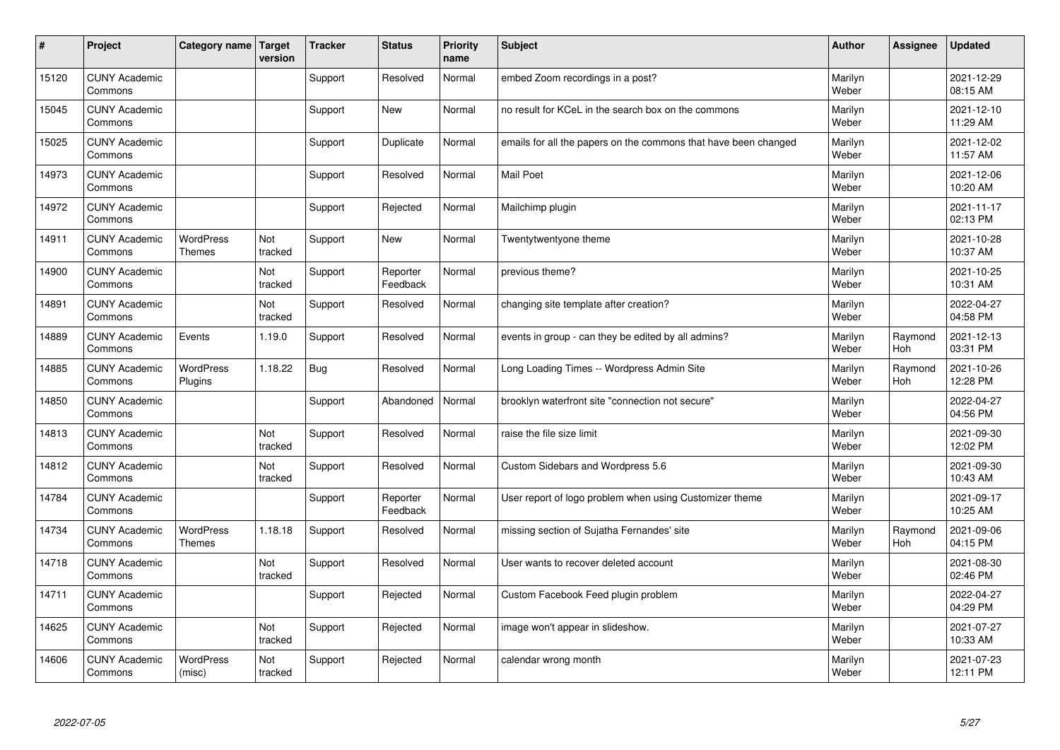| # | Project | Category name | Target version | Tracker | Status | Priority name | Subject | Author | Assignee | Updated |
|---|---|---|---|---|---|---|---|---|---|---|
| 15120 | CUNY Academic Commons | | | Support | Resolved | Normal | embed Zoom recordings in a post? | Marilyn Weber | | 2021-12-29 08:15 AM |
| 15045 | CUNY Academic Commons | | | Support | New | Normal | no result for KCeL in the search box on the commons | Marilyn Weber | | 2021-12-10 11:29 AM |
| 15025 | CUNY Academic Commons | | | Support | Duplicate | Normal | emails for all the papers on the commons that have been changed | Marilyn Weber | | 2021-12-02 11:57 AM |
| 14973 | CUNY Academic Commons | | | Support | Resolved | Normal | Mail Poet | Marilyn Weber | | 2021-12-06 10:20 AM |
| 14972 | CUNY Academic Commons | | | Support | Rejected | Normal | Mailchimp plugin | Marilyn Weber | | 2021-11-17 02:13 PM |
| 14911 | CUNY Academic Commons | WordPress Themes | Not tracked | Support | New | Normal | Twentytwentyone theme | Marilyn Weber | | 2021-10-28 10:37 AM |
| 14900 | CUNY Academic Commons | | Not tracked | Support | Reporter Feedback | Normal | previous theme? | Marilyn Weber | | 2021-10-25 10:31 AM |
| 14891 | CUNY Academic Commons | | Not tracked | Support | Resolved | Normal | changing site template after creation? | Marilyn Weber | | 2022-04-27 04:58 PM |
| 14889 | CUNY Academic Commons | Events | 1.19.0 | Support | Resolved | Normal | events in group - can they be edited by all admins? | Marilyn Weber | Raymond Hoh | 2021-12-13 03:31 PM |
| 14885 | CUNY Academic Commons | WordPress Plugins | 1.18.22 | Bug | Resolved | Normal | Long Loading Times -- Wordpress Admin Site | Marilyn Weber | Raymond Hoh | 2021-10-26 12:28 PM |
| 14850 | CUNY Academic Commons | | | Support | Abandoned | Normal | brooklyn waterfront site "connection not secure" | Marilyn Weber | | 2022-04-27 04:56 PM |
| 14813 | CUNY Academic Commons | | Not tracked | Support | Resolved | Normal | raise the file size limit | Marilyn Weber | | 2021-09-30 12:02 PM |
| 14812 | CUNY Academic Commons | | Not tracked | Support | Resolved | Normal | Custom Sidebars and Wordpress 5.6 | Marilyn Weber | | 2021-09-30 10:43 AM |
| 14784 | CUNY Academic Commons | | | Support | Reporter Feedback | Normal | User report of logo problem when using Customizer theme | Marilyn Weber | | 2021-09-17 10:25 AM |
| 14734 | CUNY Academic Commons | WordPress Themes | 1.18.18 | Support | Resolved | Normal | missing section of Sujatha Fernandes' site | Marilyn Weber | Raymond Hoh | 2021-09-06 04:15 PM |
| 14718 | CUNY Academic Commons | | Not tracked | Support | Resolved | Normal | User wants to recover deleted account | Marilyn Weber | | 2021-08-30 02:46 PM |
| 14711 | CUNY Academic Commons | | | Support | Rejected | Normal | Custom Facebook Feed plugin problem | Marilyn Weber | | 2022-04-27 04:29 PM |
| 14625 | CUNY Academic Commons | | Not tracked | Support | Rejected | Normal | image won't appear in slideshow. | Marilyn Weber | | 2021-07-27 10:33 AM |
| 14606 | CUNY Academic Commons | WordPress (misc) | Not tracked | Support | Rejected | Normal | calendar wrong month | Marilyn Weber | | 2021-07-23 12:11 PM |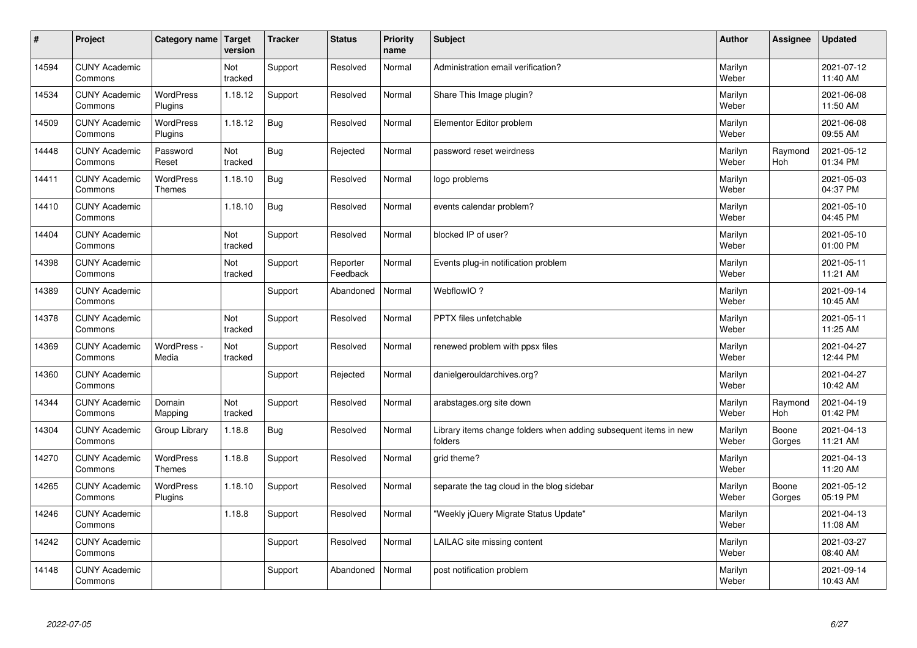| # | Project | Category name | Target version | Tracker | Status | Priority name | Subject | Author | Assignee | Updated |
|---|---|---|---|---|---|---|---|---|---|---|
| 14594 | CUNY Academic Commons | | Not tracked | Support | Resolved | Normal | Administration email verification? | Marilyn Weber | | 2021-07-12 11:40 AM |
| 14534 | CUNY Academic Commons | WordPress Plugins | 1.18.12 | Support | Resolved | Normal | Share This Image plugin? | Marilyn Weber | | 2021-06-08 11:50 AM |
| 14509 | CUNY Academic Commons | WordPress Plugins | 1.18.12 | Bug | Resolved | Normal | Elementor Editor problem | Marilyn Weber | | 2021-06-08 09:55 AM |
| 14448 | CUNY Academic Commons | Password Reset | Not tracked | Bug | Rejected | Normal | password reset weirdness | Marilyn Weber | Raymond Hoh | 2021-05-12 01:34 PM |
| 14411 | CUNY Academic Commons | WordPress Themes | 1.18.10 | Bug | Resolved | Normal | logo problems | Marilyn Weber | | 2021-05-03 04:37 PM |
| 14410 | CUNY Academic Commons | | 1.18.10 | Bug | Resolved | Normal | events calendar problem? | Marilyn Weber | | 2021-05-10 04:45 PM |
| 14404 | CUNY Academic Commons | | Not tracked | Support | Resolved | Normal | blocked IP of user? | Marilyn Weber | | 2021-05-10 01:00 PM |
| 14398 | CUNY Academic Commons | | Not tracked | Support | Reporter Feedback | Normal | Events plug-in notification problem | Marilyn Weber | | 2021-05-11 11:21 AM |
| 14389 | CUNY Academic Commons | | | Support | Abandoned | Normal | WebflowIO ? | Marilyn Weber | | 2021-09-14 10:45 AM |
| 14378 | CUNY Academic Commons | | Not tracked | Support | Resolved | Normal | PPTX files unfetchable | Marilyn Weber | | 2021-05-11 11:25 AM |
| 14369 | CUNY Academic Commons | WordPress - Media | Not tracked | Support | Resolved | Normal | renewed problem with ppsx files | Marilyn Weber | | 2021-04-27 12:44 PM |
| 14360 | CUNY Academic Commons | | | Support | Rejected | Normal | danielgerouldarchives.org? | Marilyn Weber | | 2021-04-27 10:42 AM |
| 14344 | CUNY Academic Commons | Domain Mapping | Not tracked | Support | Resolved | Normal | arabstages.org site down | Marilyn Weber | Raymond Hoh | 2021-04-19 01:42 PM |
| 14304 | CUNY Academic Commons | Group Library | 1.18.8 | Bug | Resolved | Normal | Library items change folders when adding subsequent items in new folders | Marilyn Weber | Boone Gorges | 2021-04-13 11:21 AM |
| 14270 | CUNY Academic Commons | WordPress Themes | 1.18.8 | Support | Resolved | Normal | grid theme? | Marilyn Weber | | 2021-04-13 11:20 AM |
| 14265 | CUNY Academic Commons | WordPress Plugins | 1.18.10 | Support | Resolved | Normal | separate the tag cloud in the blog sidebar | Marilyn Weber | Boone Gorges | 2021-05-12 05:19 PM |
| 14246 | CUNY Academic Commons | | 1.18.8 | Support | Resolved | Normal | "Weekly jQuery Migrate Status Update" | Marilyn Weber | | 2021-04-13 11:08 AM |
| 14242 | CUNY Academic Commons | | | Support | Resolved | Normal | LAILAC site missing content | Marilyn Weber | | 2021-03-27 08:40 AM |
| 14148 | CUNY Academic Commons | | | Support | Abandoned | Normal | post notification problem | Marilyn Weber | | 2021-09-14 10:43 AM |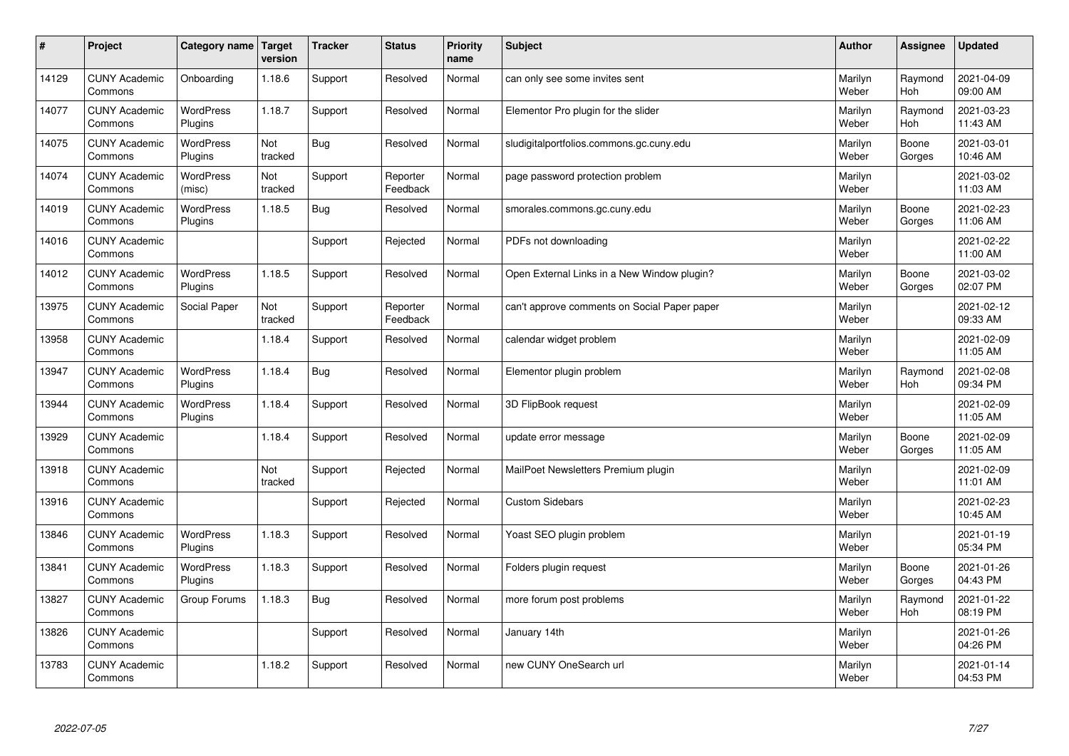| # | Project | Category name | Target version | Tracker | Status | Priority name | Subject | Author | Assignee | Updated |
|---|---|---|---|---|---|---|---|---|---|---|
| 14129 | CUNY Academic Commons | Onboarding | 1.18.6 | Support | Resolved | Normal | can only see some invites sent | Marilyn Weber | Raymond Hoh | 2021-04-09 09:00 AM |
| 14077 | CUNY Academic Commons | WordPress Plugins | 1.18.7 | Support | Resolved | Normal | Elementor Pro plugin for the slider | Marilyn Weber | Raymond Hoh | 2021-03-23 11:43 AM |
| 14075 | CUNY Academic Commons | WordPress Plugins | Not tracked | Bug | Resolved | Normal | sludigitalportfolios.commons.gc.cuny.edu | Marilyn Weber | Boone Gorges | 2021-03-01 10:46 AM |
| 14074 | CUNY Academic Commons | WordPress (misc) | Not tracked | Support | Reporter Feedback | Normal | page password protection problem | Marilyn Weber | | 2021-03-02 11:03 AM |
| 14019 | CUNY Academic Commons | WordPress Plugins | 1.18.5 | Bug | Resolved | Normal | smorales.commons.gc.cuny.edu | Marilyn Weber | Boone Gorges | 2021-02-23 11:06 AM |
| 14016 | CUNY Academic Commons | | | Support | Rejected | Normal | PDFs not downloading | Marilyn Weber | | 2021-02-22 11:00 AM |
| 14012 | CUNY Academic Commons | WordPress Plugins | 1.18.5 | Support | Resolved | Normal | Open External Links in a New Window plugin? | Marilyn Weber | Boone Gorges | 2021-03-02 02:07 PM |
| 13975 | CUNY Academic Commons | Social Paper | Not tracked | Support | Reporter Feedback | Normal | can't approve comments on Social Paper paper | Marilyn Weber | | 2021-02-12 09:33 AM |
| 13958 | CUNY Academic Commons | | 1.18.4 | Support | Resolved | Normal | calendar widget problem | Marilyn Weber | | 2021-02-09 11:05 AM |
| 13947 | CUNY Academic Commons | WordPress Plugins | 1.18.4 | Bug | Resolved | Normal | Elementor plugin problem | Marilyn Weber | Raymond Hoh | 2021-02-08 09:34 PM |
| 13944 | CUNY Academic Commons | WordPress Plugins | 1.18.4 | Support | Resolved | Normal | 3D FlipBook request | Marilyn Weber | | 2021-02-09 11:05 AM |
| 13929 | CUNY Academic Commons | | 1.18.4 | Support | Resolved | Normal | update error message | Marilyn Weber | Boone Gorges | 2021-02-09 11:05 AM |
| 13918 | CUNY Academic Commons | | Not tracked | Support | Rejected | Normal | MailPoet Newsletters Premium plugin | Marilyn Weber | | 2021-02-09 11:01 AM |
| 13916 | CUNY Academic Commons | | | Support | Rejected | Normal | Custom Sidebars | Marilyn Weber | | 2021-02-23 10:45 AM |
| 13846 | CUNY Academic Commons | WordPress Plugins | 1.18.3 | Support | Resolved | Normal | Yoast SEO plugin problem | Marilyn Weber | | 2021-01-19 05:34 PM |
| 13841 | CUNY Academic Commons | WordPress Plugins | 1.18.3 | Support | Resolved | Normal | Folders plugin request | Marilyn Weber | Boone Gorges | 2021-01-26 04:43 PM |
| 13827 | CUNY Academic Commons | Group Forums | 1.18.3 | Bug | Resolved | Normal | more forum post problems | Marilyn Weber | Raymond Hoh | 2021-01-22 08:19 PM |
| 13826 | CUNY Academic Commons | | | Support | Resolved | Normal | January 14th | Marilyn Weber | | 2021-01-26 04:26 PM |
| 13783 | CUNY Academic Commons | | 1.18.2 | Support | Resolved | Normal | new CUNY OneSearch url | Marilyn Weber | | 2021-01-14 04:53 PM |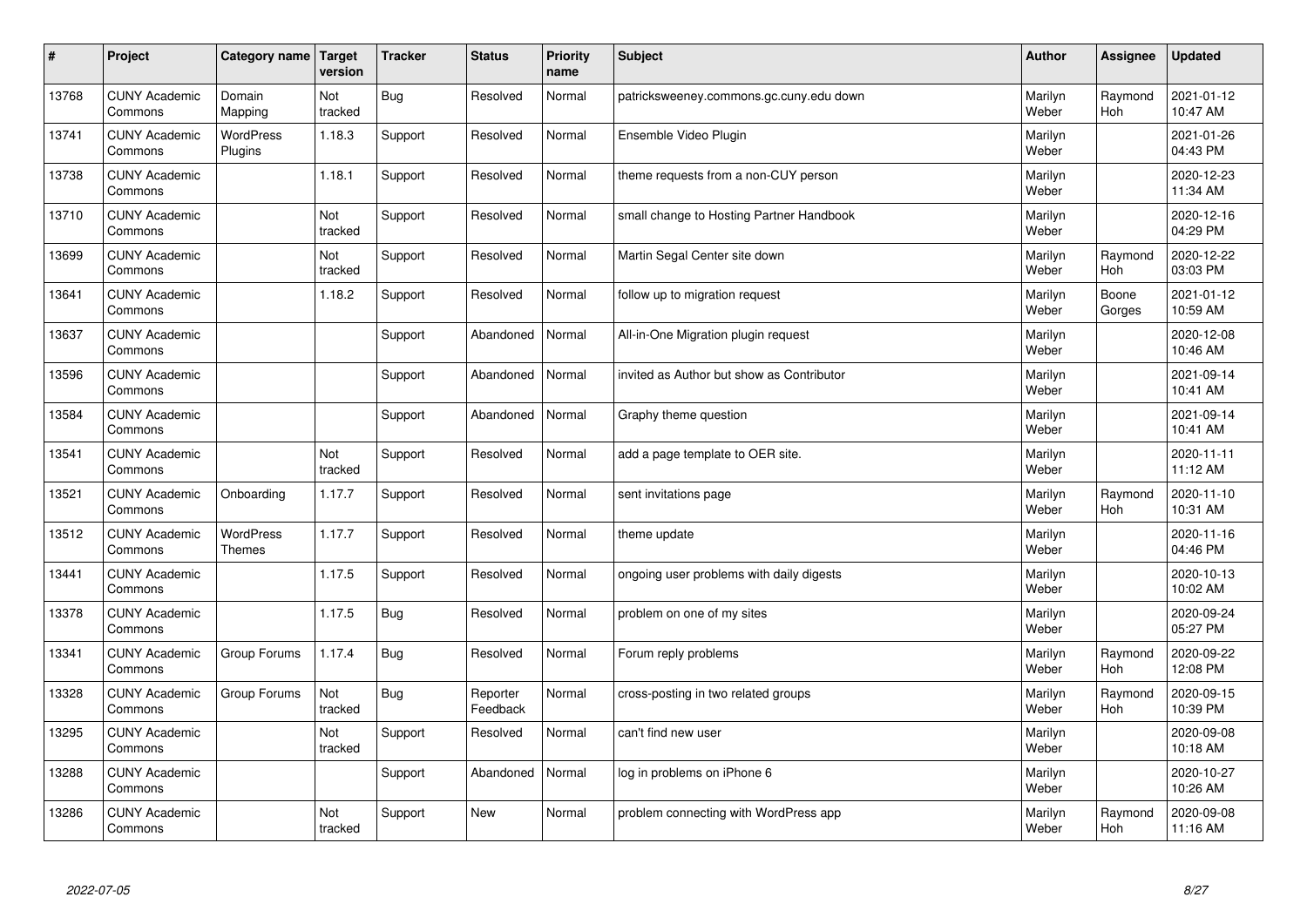| # | Project | Category name | Target version | Tracker | Status | Priority name | Subject | Author | Assignee | Updated |
|---|---|---|---|---|---|---|---|---|---|---|
| 13768 | CUNY Academic Commons | Domain Mapping | Not tracked | Bug | Resolved | Normal | patricksweeney.commons.gc.cuny.edu down | Marilyn Weber | Raymond Hoh | 2021-01-12 10:47 AM |
| 13741 | CUNY Academic Commons | WordPress Plugins | 1.18.3 | Support | Resolved | Normal | Ensemble Video Plugin | Marilyn Weber | | 2021-01-26 04:43 PM |
| 13738 | CUNY Academic Commons | | 1.18.1 | Support | Resolved | Normal | theme requests from a non-CUY person | Marilyn Weber | | 2020-12-23 11:34 AM |
| 13710 | CUNY Academic Commons | | Not tracked | Support | Resolved | Normal | small change to Hosting Partner Handbook | Marilyn Weber | | 2020-12-16 04:29 PM |
| 13699 | CUNY Academic Commons | | Not tracked | Support | Resolved | Normal | Martin Segal Center site down | Marilyn Weber | Raymond Hoh | 2020-12-22 03:03 PM |
| 13641 | CUNY Academic Commons | | 1.18.2 | Support | Resolved | Normal | follow up to migration request | Marilyn Weber | Boone Gorges | 2021-01-12 10:59 AM |
| 13637 | CUNY Academic Commons | | | Support | Abandoned | Normal | All-in-One Migration plugin request | Marilyn Weber | | 2020-12-08 10:46 AM |
| 13596 | CUNY Academic Commons | | | Support | Abandoned | Normal | invited as Author but show as Contributor | Marilyn Weber | | 2021-09-14 10:41 AM |
| 13584 | CUNY Academic Commons | | | Support | Abandoned | Normal | Graphy theme question | Marilyn Weber | | 2021-09-14 10:41 AM |
| 13541 | CUNY Academic Commons | | Not tracked | Support | Resolved | Normal | add a page template to OER site. | Marilyn Weber | | 2020-11-11 11:12 AM |
| 13521 | CUNY Academic Commons | Onboarding | 1.17.7 | Support | Resolved | Normal | sent invitations page | Marilyn Weber | Raymond Hoh | 2020-11-10 10:31 AM |
| 13512 | CUNY Academic Commons | WordPress Themes | 1.17.7 | Support | Resolved | Normal | theme update | Marilyn Weber | | 2020-11-16 04:46 PM |
| 13441 | CUNY Academic Commons | | 1.17.5 | Support | Resolved | Normal | ongoing user problems with daily digests | Marilyn Weber | | 2020-10-13 10:02 AM |
| 13378 | CUNY Academic Commons | | 1.17.5 | Bug | Resolved | Normal | problem on one of my sites | Marilyn Weber | | 2020-09-24 05:27 PM |
| 13341 | CUNY Academic Commons | Group Forums | 1.17.4 | Bug | Resolved | Normal | Forum reply problems | Marilyn Weber | Raymond Hoh | 2020-09-22 12:08 PM |
| 13328 | CUNY Academic Commons | Group Forums | Not tracked | Bug | Reporter Feedback | Normal | cross-posting in two related groups | Marilyn Weber | Raymond Hoh | 2020-09-15 10:39 PM |
| 13295 | CUNY Academic Commons | | Not tracked | Support | Resolved | Normal | can't find new user | Marilyn Weber | | 2020-09-08 10:18 AM |
| 13288 | CUNY Academic Commons | | | Support | Abandoned | Normal | log in problems on iPhone 6 | Marilyn Weber | | 2020-10-27 10:26 AM |
| 13286 | CUNY Academic Commons | | Not tracked | Support | New | Normal | problem connecting with WordPress app | Marilyn Weber | Raymond Hoh | 2020-09-08 11:16 AM |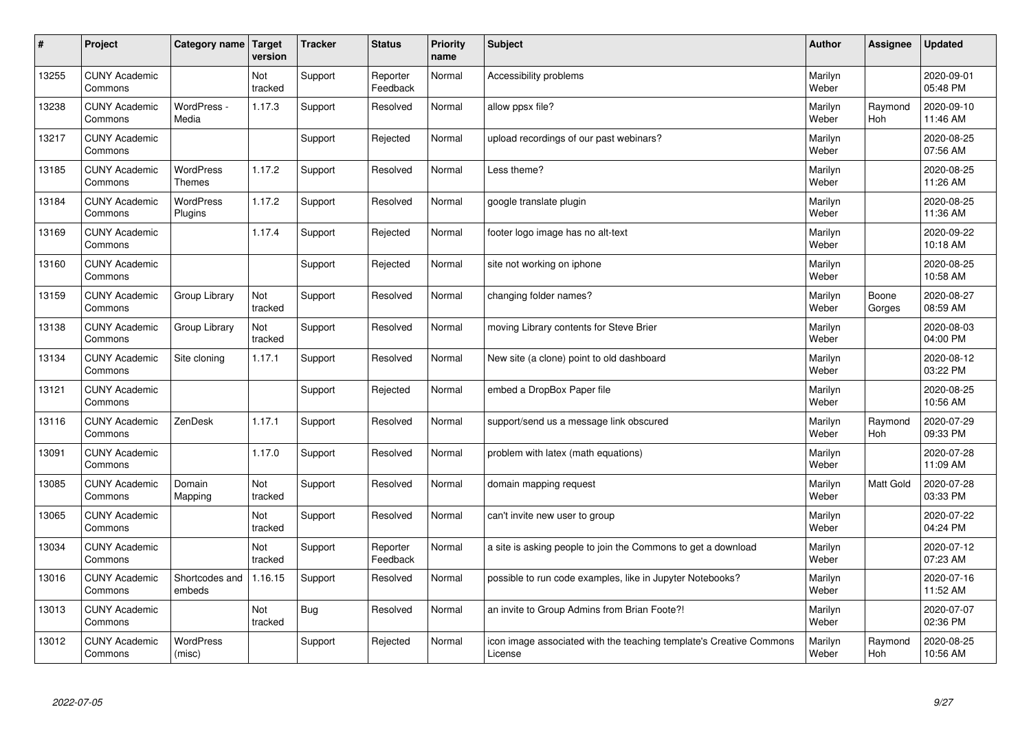| # | Project | Category name | Target version | Tracker | Status | Priority name | Subject | Author | Assignee | Updated |
|---|---|---|---|---|---|---|---|---|---|---|
| 13255 | CUNY Academic Commons | | Not tracked | Support | Reporter Feedback | Normal | Accessibility problems | Marilyn Weber | | 2020-09-01 05:48 PM |
| 13238 | CUNY Academic Commons | WordPress - Media | 1.17.3 | Support | Resolved | Normal | allow ppsx file? | Marilyn Weber | Raymond Hoh | 2020-09-10 11:46 AM |
| 13217 | CUNY Academic Commons | | | Support | Rejected | Normal | upload recordings of our past webinars? | Marilyn Weber | | 2020-08-25 07:56 AM |
| 13185 | CUNY Academic Commons | WordPress Themes | 1.17.2 | Support | Resolved | Normal | Less theme? | Marilyn Weber | | 2020-08-25 11:26 AM |
| 13184 | CUNY Academic Commons | WordPress Plugins | 1.17.2 | Support | Resolved | Normal | google translate plugin | Marilyn Weber | | 2020-08-25 11:36 AM |
| 13169 | CUNY Academic Commons | | 1.17.4 | Support | Rejected | Normal | footer logo image has no alt-text | Marilyn Weber | | 2020-09-22 10:18 AM |
| 13160 | CUNY Academic Commons | | | Support | Rejected | Normal | site not working on iphone | Marilyn Weber | | 2020-08-25 10:58 AM |
| 13159 | CUNY Academic Commons | Group Library | Not tracked | Support | Resolved | Normal | changing folder names? | Marilyn Weber | Boone Gorges | 2020-08-27 08:59 AM |
| 13138 | CUNY Academic Commons | Group Library | Not tracked | Support | Resolved | Normal | moving Library contents for Steve Brier | Marilyn Weber | | 2020-08-03 04:00 PM |
| 13134 | CUNY Academic Commons | Site cloning | 1.17.1 | Support | Resolved | Normal | New site (a clone) point to old dashboard | Marilyn Weber | | 2020-08-12 03:22 PM |
| 13121 | CUNY Academic Commons | | | Support | Rejected | Normal | embed a DropBox Paper file | Marilyn Weber | | 2020-08-25 10:56 AM |
| 13116 | CUNY Academic Commons | ZenDesk | 1.17.1 | Support | Resolved | Normal | support/send us a message link obscured | Marilyn Weber | Raymond Hoh | 2020-07-29 09:33 PM |
| 13091 | CUNY Academic Commons | | 1.17.0 | Support | Resolved | Normal | problem with latex (math equations) | Marilyn Weber | | 2020-07-28 11:09 AM |
| 13085 | CUNY Academic Commons | Domain Mapping | Not tracked | Support | Resolved | Normal | domain mapping request | Marilyn Weber | Matt Gold | 2020-07-28 03:33 PM |
| 13065 | CUNY Academic Commons | | Not tracked | Support | Resolved | Normal | can't invite new user to group | Marilyn Weber | | 2020-07-22 04:24 PM |
| 13034 | CUNY Academic Commons | | Not tracked | Support | Reporter Feedback | Normal | a site is asking people to join the Commons to get a download | Marilyn Weber | | 2020-07-12 07:23 AM |
| 13016 | CUNY Academic Commons | Shortcodes and embeds | 1.16.15 | Support | Resolved | Normal | possible to run code examples, like in Jupyter Notebooks? | Marilyn Weber | | 2020-07-16 11:52 AM |
| 13013 | CUNY Academic Commons | | Not tracked | Bug | Resolved | Normal | an invite to Group Admins from Brian Foote?! | Marilyn Weber | | 2020-07-07 02:36 PM |
| 13012 | CUNY Academic Commons | WordPress (misc) | | Support | Rejected | Normal | icon image associated with the teaching template's Creative Commons License | Marilyn Weber | Raymond Hoh | 2020-08-25 10:56 AM |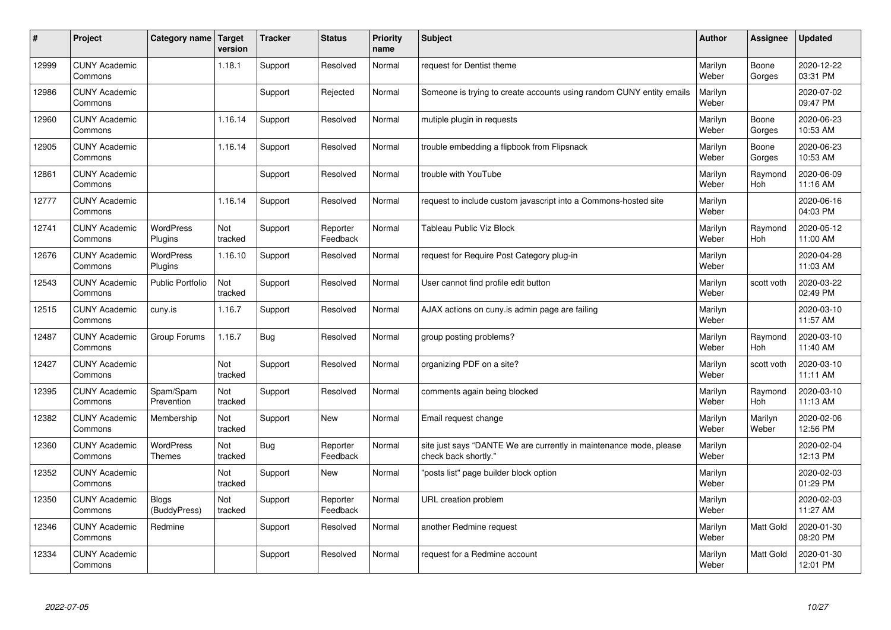| # | Project | Category name | Target version | Tracker | Status | Priority name | Subject | Author | Assignee | Updated |
|---|---|---|---|---|---|---|---|---|---|---|
| 12999 | CUNY Academic Commons | | 1.18.1 | Support | Resolved | Normal | request for Dentist theme | Marilyn Weber | Boone Gorges | 2020-12-22 03:31 PM |
| 12986 | CUNY Academic Commons | | | Support | Rejected | Normal | Someone is trying to create accounts using random CUNY entity emails | Marilyn Weber | | 2020-07-02 09:47 PM |
| 12960 | CUNY Academic Commons | | 1.16.14 | Support | Resolved | Normal | mutiple plugin in requests | Marilyn Weber | Boone Gorges | 2020-06-23 10:53 AM |
| 12905 | CUNY Academic Commons | | 1.16.14 | Support | Resolved | Normal | trouble embedding a flipbook from Flipsnack | Marilyn Weber | Boone Gorges | 2020-06-23 10:53 AM |
| 12861 | CUNY Academic Commons | | | Support | Resolved | Normal | trouble with YouTube | Marilyn Weber | Raymond Hoh | 2020-06-09 11:16 AM |
| 12777 | CUNY Academic Commons | | 1.16.14 | Support | Resolved | Normal | request to include custom javascript into a Commons-hosted site | Marilyn Weber | | 2020-06-16 04:03 PM |
| 12741 | CUNY Academic Commons | WordPress Plugins | Not tracked | Support | Reporter Feedback | Normal | Tableau Public Viz Block | Marilyn Weber | Raymond Hoh | 2020-05-12 11:00 AM |
| 12676 | CUNY Academic Commons | WordPress Plugins | 1.16.10 | Support | Resolved | Normal | request for Require Post Category plug-in | Marilyn Weber | | 2020-04-28 11:03 AM |
| 12543 | CUNY Academic Commons | Public Portfolio | Not tracked | Support | Resolved | Normal | User cannot find profile edit button | Marilyn Weber | scott voth | 2020-03-22 02:49 PM |
| 12515 | CUNY Academic Commons | cuny.is | 1.16.7 | Support | Resolved | Normal | AJAX actions on cuny.is admin page are failing | Marilyn Weber | | 2020-03-10 11:57 AM |
| 12487 | CUNY Academic Commons | Group Forums | 1.16.7 | Bug | Resolved | Normal | group posting problems? | Marilyn Weber | Raymond Hoh | 2020-03-10 11:40 AM |
| 12427 | CUNY Academic Commons | | Not tracked | Support | Resolved | Normal | organizing PDF on a site? | Marilyn Weber | scott voth | 2020-03-10 11:11 AM |
| 12395 | CUNY Academic Commons | Spam/Spam Prevention | Not tracked | Support | Resolved | Normal | comments again being blocked | Marilyn Weber | Raymond Hoh | 2020-03-10 11:13 AM |
| 12382 | CUNY Academic Commons | Membership | Not tracked | Support | New | Normal | Email request change | Marilyn Weber | Marilyn Weber | 2020-02-06 12:56 PM |
| 12360 | CUNY Academic Commons | WordPress Themes | Not tracked | Bug | Reporter Feedback | Normal | site just says "DANTE We are currently in maintenance mode, please check back shortly." | Marilyn Weber | | 2020-02-04 12:13 PM |
| 12352 | CUNY Academic Commons | | Not tracked | Support | New | Normal | "posts list" page builder block option | Marilyn Weber | | 2020-02-03 01:29 PM |
| 12350 | CUNY Academic Commons | Blogs (BuddyPress) | Not tracked | Support | Reporter Feedback | Normal | URL creation problem | Marilyn Weber | | 2020-02-03 11:27 AM |
| 12346 | CUNY Academic Commons | Redmine | | Support | Resolved | Normal | another Redmine request | Marilyn Weber | Matt Gold | 2020-01-30 08:20 PM |
| 12334 | CUNY Academic Commons | | | Support | Resolved | Normal | request for a Redmine account | Marilyn Weber | Matt Gold | 2020-01-30 12:01 PM |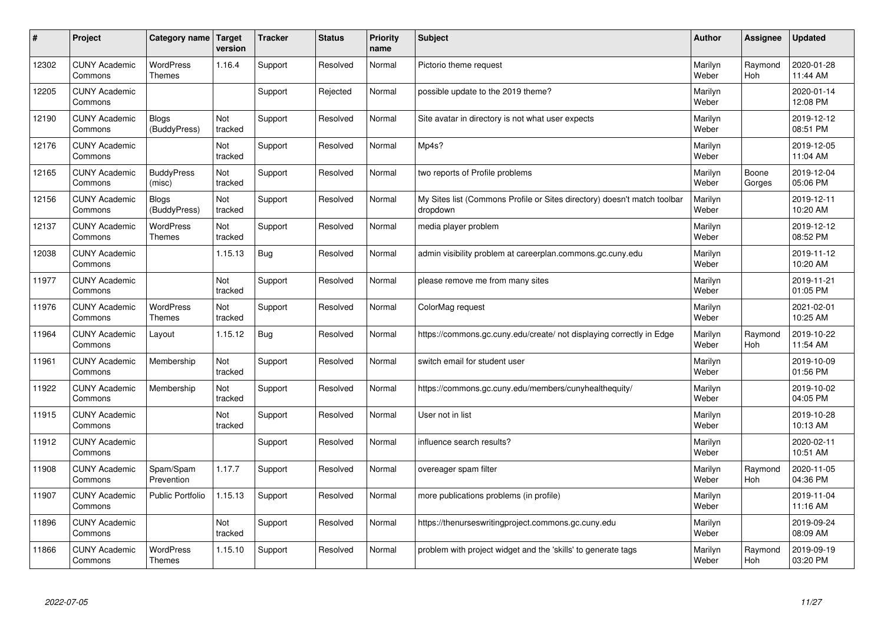| # | Project | Category name | Target version | Tracker | Status | Priority name | Subject | Author | Assignee | Updated |
|---|---|---|---|---|---|---|---|---|---|---|
| 12302 | CUNY Academic Commons | WordPress Themes | 1.16.4 | Support | Resolved | Normal | Pictorio theme request | Marilyn Weber | Raymond Hoh | 2020-01-28 11:44 AM |
| 12205 | CUNY Academic Commons | | | Support | Rejected | Normal | possible update to the 2019 theme? | Marilyn Weber | | 2020-01-14 12:08 PM |
| 12190 | CUNY Academic Commons | Blogs (BuddyPress) | Not tracked | Support | Resolved | Normal | Site avatar in directory is not what user expects | Marilyn Weber | | 2019-12-12 08:51 PM |
| 12176 | CUNY Academic Commons | | Not tracked | Support | Resolved | Normal | Mp4s? | Marilyn Weber | | 2019-12-05 11:04 AM |
| 12165 | CUNY Academic Commons | BuddyPress (misc) | Not tracked | Support | Resolved | Normal | two reports of Profile problems | Marilyn Weber | Boone Gorges | 2019-12-04 05:06 PM |
| 12156 | CUNY Academic Commons | Blogs (BuddyPress) | Not tracked | Support | Resolved | Normal | My Sites list (Commons Profile or Sites directory) doesn't match toolbar dropdown | Marilyn Weber | | 2019-12-11 10:20 AM |
| 12137 | CUNY Academic Commons | WordPress Themes | Not tracked | Support | Resolved | Normal | media player problem | Marilyn Weber | | 2019-12-12 08:52 PM |
| 12038 | CUNY Academic Commons | | 1.15.13 | Bug | Resolved | Normal | admin visibility problem at careerplan.commons.gc.cuny.edu | Marilyn Weber | | 2019-11-12 10:20 AM |
| 11977 | CUNY Academic Commons | | Not tracked | Support | Resolved | Normal | please remove me from many sites | Marilyn Weber | | 2019-11-21 01:05 PM |
| 11976 | CUNY Academic Commons | WordPress Themes | Not tracked | Support | Resolved | Normal | ColorMag request | Marilyn Weber | | 2021-02-01 10:25 AM |
| 11964 | CUNY Academic Commons | Layout | 1.15.12 | Bug | Resolved | Normal | https://commons.gc.cuny.edu/create/ not displaying correctly in Edge | Marilyn Weber | Raymond Hoh | 2019-10-22 11:54 AM |
| 11961 | CUNY Academic Commons | Membership | Not tracked | Support | Resolved | Normal | switch email for student user | Marilyn Weber | | 2019-10-09 01:56 PM |
| 11922 | CUNY Academic Commons | Membership | Not tracked | Support | Resolved | Normal | https://commons.gc.cuny.edu/members/cunyhealthequity/ | Marilyn Weber | | 2019-10-02 04:05 PM |
| 11915 | CUNY Academic Commons | | Not tracked | Support | Resolved | Normal | User not in list | Marilyn Weber | | 2019-10-28 10:13 AM |
| 11912 | CUNY Academic Commons | | | Support | Resolved | Normal | influence search results? | Marilyn Weber | | 2020-02-11 10:51 AM |
| 11908 | CUNY Academic Commons | Spam/Spam Prevention | 1.17.7 | Support | Resolved | Normal | overeager spam filter | Marilyn Weber | Raymond Hoh | 2020-11-05 04:36 PM |
| 11907 | CUNY Academic Commons | Public Portfolio | 1.15.13 | Support | Resolved | Normal | more publications problems (in profile) | Marilyn Weber | | 2019-11-04 11:16 AM |
| 11896 | CUNY Academic Commons | | Not tracked | Support | Resolved | Normal | https://thenurseswritingproject.commons.gc.cuny.edu | Marilyn Weber | | 2019-09-24 08:09 AM |
| 11866 | CUNY Academic Commons | WordPress Themes | 1.15.10 | Support | Resolved | Normal | problem with project widget and the 'skills' to generate tags | Marilyn Weber | Raymond Hoh | 2019-09-19 03:20 PM |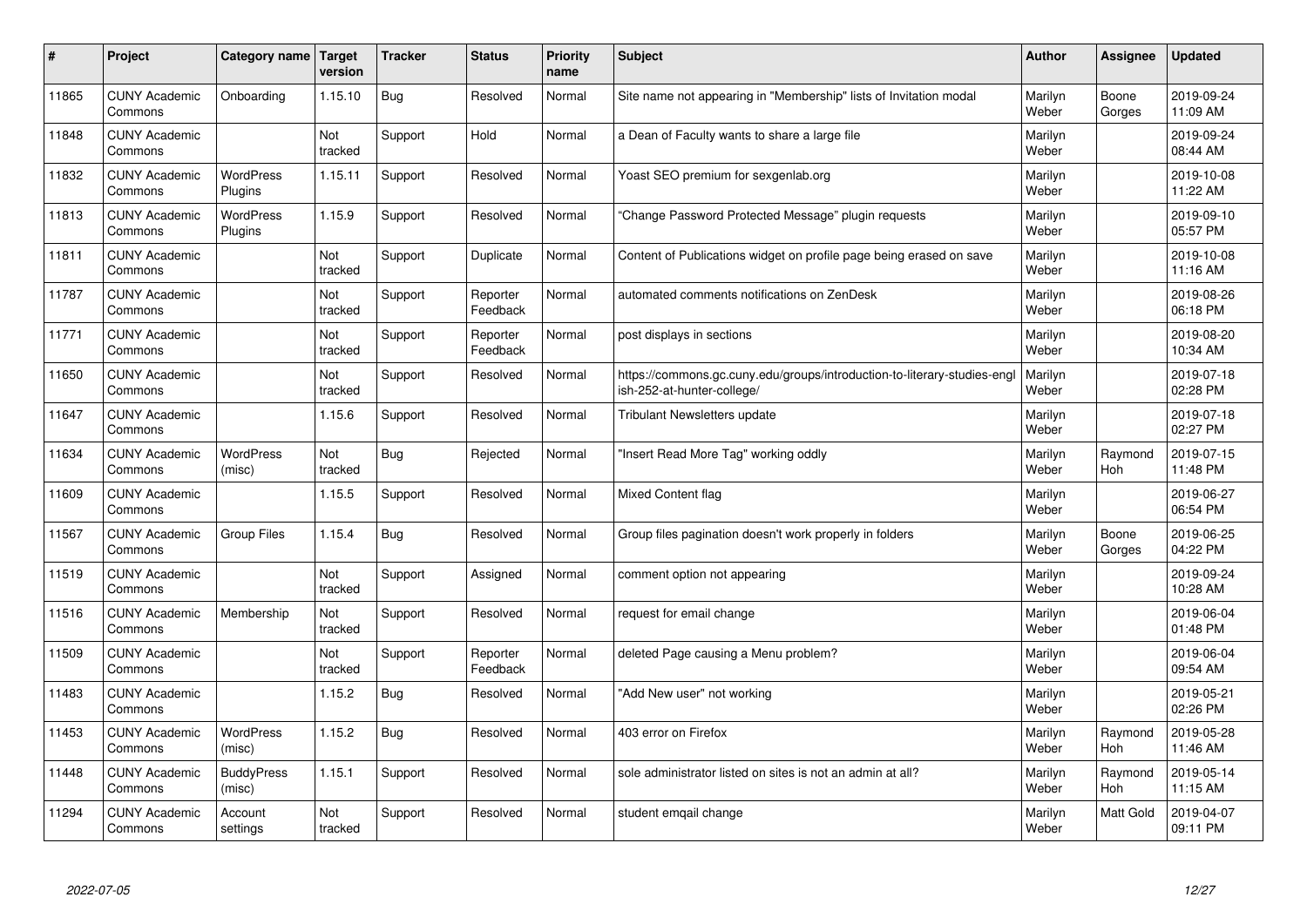| # | Project | Category name | Target version | Tracker | Status | Priority name | Subject | Author | Assignee | Updated |
|---|---|---|---|---|---|---|---|---|---|---|
| 11865 | CUNY Academic Commons | Onboarding | 1.15.10 | Bug | Resolved | Normal | Site name not appearing in "Membership" lists of Invitation modal | Marilyn Weber | Boone Gorges | 2019-09-24 11:09 AM |
| 11848 | CUNY Academic Commons | | Not tracked | Support | Hold | Normal | a Dean of Faculty wants to share a large file | Marilyn Weber | | 2019-09-24 08:44 AM |
| 11832 | CUNY Academic Commons | WordPress Plugins | 1.15.11 | Support | Resolved | Normal | Yoast SEO premium for sexgenlab.org | Marilyn Weber | | 2019-10-08 11:22 AM |
| 11813 | CUNY Academic Commons | WordPress Plugins | 1.15.9 | Support | Resolved | Normal | "Change Password Protected Message" plugin requests | Marilyn Weber | | 2019-09-10 05:57 PM |
| 11811 | CUNY Academic Commons | | Not tracked | Support | Duplicate | Normal | Content of Publications widget on profile page being erased on save | Marilyn Weber | | 2019-10-08 11:16 AM |
| 11787 | CUNY Academic Commons | | Not tracked | Support | Reporter Feedback | Normal | automated comments notifications on ZenDesk | Marilyn Weber | | 2019-08-26 06:18 PM |
| 11771 | CUNY Academic Commons | | Not tracked | Support | Reporter Feedback | Normal | post displays in sections | Marilyn Weber | | 2019-08-20 10:34 AM |
| 11650 | CUNY Academic Commons | | Not tracked | Support | Resolved | Normal | https://commons.gc.cuny.edu/groups/introduction-to-literary-studies-english-252-at-hunter-college/ | Marilyn Weber | | 2019-07-18 02:28 PM |
| 11647 | CUNY Academic Commons | | 1.15.6 | Support | Resolved | Normal | Tribulant Newsletters update | Marilyn Weber | | 2019-07-18 02:27 PM |
| 11634 | CUNY Academic Commons | WordPress (misc) | Not tracked | Bug | Rejected | Normal | "Insert Read More Tag" working oddly | Marilyn Weber | Raymond Hoh | 2019-07-15 11:48 PM |
| 11609 | CUNY Academic Commons | | 1.15.5 | Support | Resolved | Normal | Mixed Content flag | Marilyn Weber | | 2019-06-27 06:54 PM |
| 11567 | CUNY Academic Commons | Group Files | 1.15.4 | Bug | Resolved | Normal | Group files pagination doesn't work properly in folders | Marilyn Weber | Boone Gorges | 2019-06-25 04:22 PM |
| 11519 | CUNY Academic Commons | | Not tracked | Support | Assigned | Normal | comment option not appearing | Marilyn Weber | | 2019-09-24 10:28 AM |
| 11516 | CUNY Academic Commons | Membership | Not tracked | Support | Resolved | Normal | request for email change | Marilyn Weber | | 2019-06-04 01:48 PM |
| 11509 | CUNY Academic Commons | | Not tracked | Support | Reporter Feedback | Normal | deleted Page causing a Menu problem? | Marilyn Weber | | 2019-06-04 09:54 AM |
| 11483 | CUNY Academic Commons | | 1.15.2 | Bug | Resolved | Normal | "Add New user" not working | Marilyn Weber | | 2019-05-21 02:26 PM |
| 11453 | CUNY Academic Commons | WordPress (misc) | 1.15.2 | Bug | Resolved | Normal | 403 error on Firefox | Marilyn Weber | Raymond Hoh | 2019-05-28 11:46 AM |
| 11448 | CUNY Academic Commons | BuddyPress (misc) | 1.15.1 | Support | Resolved | Normal | sole administrator listed on sites is not an admin at all? | Marilyn Weber | Raymond Hoh | 2019-05-14 11:15 AM |
| 11294 | CUNY Academic Commons | Account settings | Not tracked | Support | Resolved | Normal | student emqail change | Marilyn Weber | Matt Gold | 2019-04-07 09:11 PM |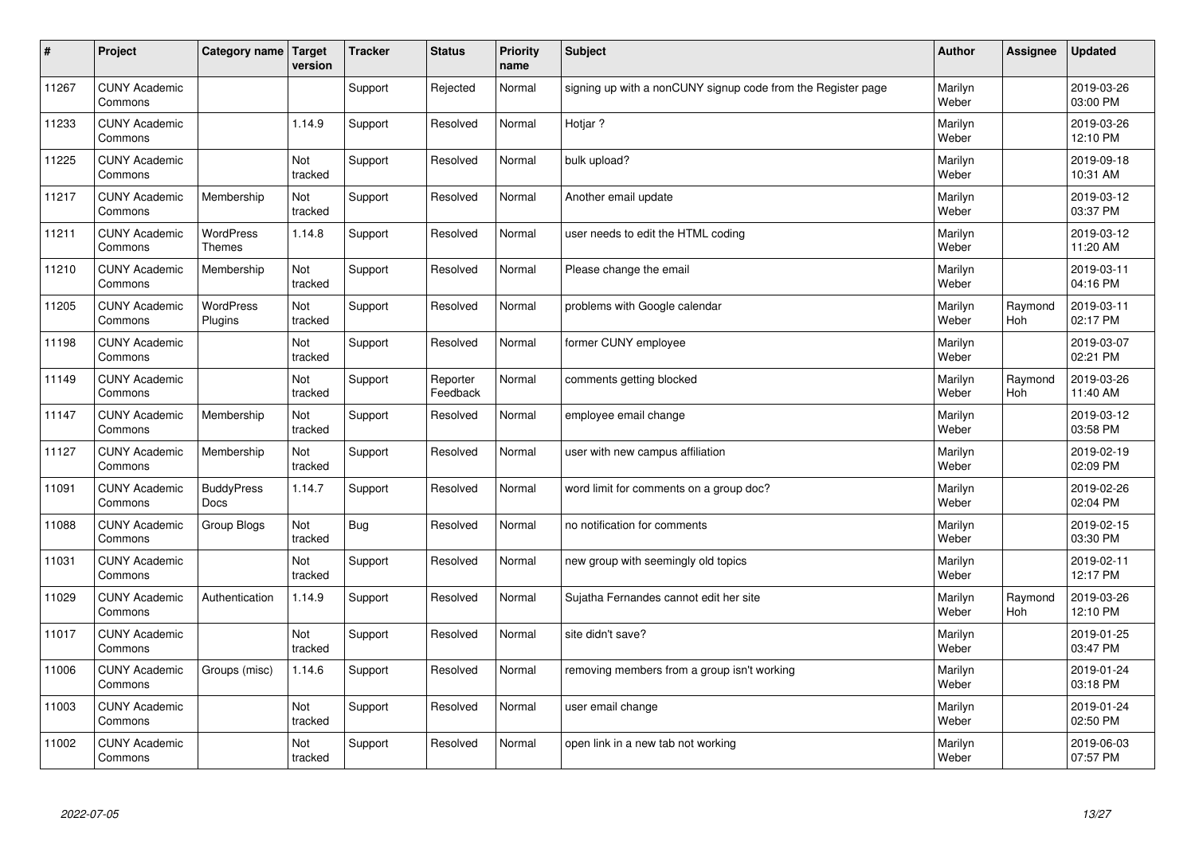| # | Project | Category name | Target version | Tracker | Status | Priority name | Subject | Author | Assignee | Updated |
|---|---|---|---|---|---|---|---|---|---|---|
| 11267 | CUNY Academic Commons | | | Support | Rejected | Normal | signing up with a nonCUNY signup code from the Register page | Marilyn Weber | | 2019-03-26 03:00 PM |
| 11233 | CUNY Academic Commons | | 1.14.9 | Support | Resolved | Normal | Hotjar ? | Marilyn Weber | | 2019-03-26 12:10 PM |
| 11225 | CUNY Academic Commons | | Not tracked | Support | Resolved | Normal | bulk upload? | Marilyn Weber | | 2019-09-18 10:31 AM |
| 11217 | CUNY Academic Commons | Membership | Not tracked | Support | Resolved | Normal | Another email update | Marilyn Weber | | 2019-03-12 03:37 PM |
| 11211 | CUNY Academic Commons | WordPress Themes | 1.14.8 | Support | Resolved | Normal | user needs to edit the HTML coding | Marilyn Weber | | 2019-03-12 11:20 AM |
| 11210 | CUNY Academic Commons | Membership | Not tracked | Support | Resolved | Normal | Please change the email | Marilyn Weber | | 2019-03-11 04:16 PM |
| 11205 | CUNY Academic Commons | WordPress Plugins | Not tracked | Support | Resolved | Normal | problems with Google calendar | Marilyn Weber | Raymond Hoh | 2019-03-11 02:17 PM |
| 11198 | CUNY Academic Commons | | Not tracked | Support | Resolved | Normal | former CUNY employee | Marilyn Weber | | 2019-03-07 02:21 PM |
| 11149 | CUNY Academic Commons | | Not tracked | Support | Reporter Feedback | Normal | comments getting blocked | Marilyn Weber | Raymond Hoh | 2019-03-26 11:40 AM |
| 11147 | CUNY Academic Commons | Membership | Not tracked | Support | Resolved | Normal | employee email change | Marilyn Weber | | 2019-03-12 03:58 PM |
| 11127 | CUNY Academic Commons | Membership | Not tracked | Support | Resolved | Normal | user with new campus affiliation | Marilyn Weber | | 2019-02-19 02:09 PM |
| 11091 | CUNY Academic Commons | BuddyPress Docs | 1.14.7 | Support | Resolved | Normal | word limit for comments on a group doc? | Marilyn Weber | | 2019-02-26 02:04 PM |
| 11088 | CUNY Academic Commons | Group Blogs | Not tracked | Bug | Resolved | Normal | no notification for comments | Marilyn Weber | | 2019-02-15 03:30 PM |
| 11031 | CUNY Academic Commons | | Not tracked | Support | Resolved | Normal | new group with seemingly old topics | Marilyn Weber | | 2019-02-11 12:17 PM |
| 11029 | CUNY Academic Commons | Authentication | 1.14.9 | Support | Resolved | Normal | Sujatha Fernandes cannot edit her site | Marilyn Weber | Raymond Hoh | 2019-03-26 12:10 PM |
| 11017 | CUNY Academic Commons | | Not tracked | Support | Resolved | Normal | site didn't save? | Marilyn Weber | | 2019-01-25 03:47 PM |
| 11006 | CUNY Academic Commons | Groups (misc) | 1.14.6 | Support | Resolved | Normal | removing members from a group isn't working | Marilyn Weber | | 2019-01-24 03:18 PM |
| 11003 | CUNY Academic Commons | | Not tracked | Support | Resolved | Normal | user email change | Marilyn Weber | | 2019-01-24 02:50 PM |
| 11002 | CUNY Academic Commons | | Not tracked | Support | Resolved | Normal | open link in a new tab not working | Marilyn Weber | | 2019-06-03 07:57 PM |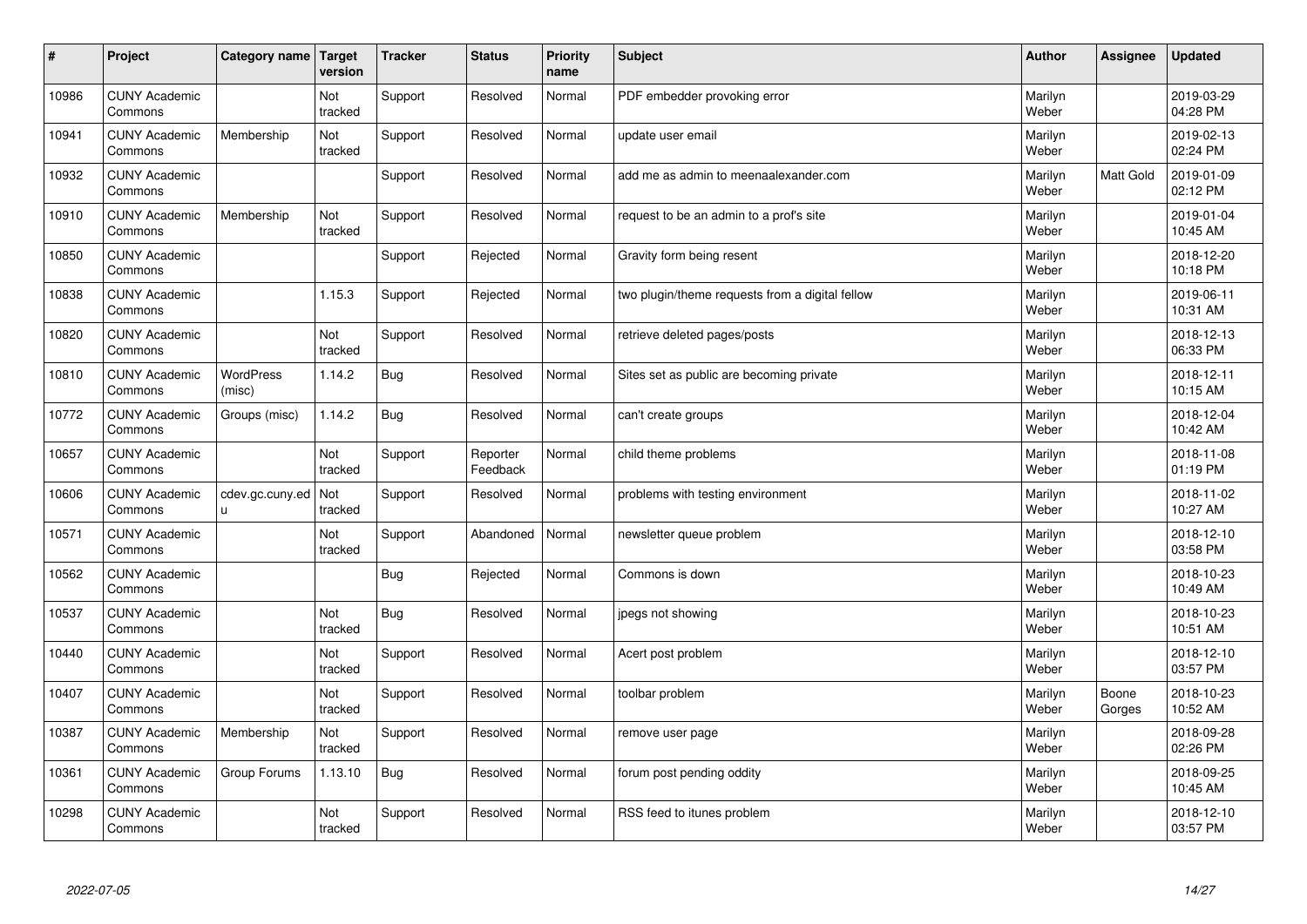| # | Project | Category name | Target version | Tracker | Status | Priority name | Subject | Author | Assignee | Updated |
|---|---|---|---|---|---|---|---|---|---|---|
| 10986 | CUNY Academic Commons | | Not tracked | Support | Resolved | Normal | PDF embedder provoking error | Marilyn Weber | | 2019-03-29 04:28 PM |
| 10941 | CUNY Academic Commons | Membership | Not tracked | Support | Resolved | Normal | update user email | Marilyn Weber | | 2019-02-13 02:24 PM |
| 10932 | CUNY Academic Commons | | | Support | Resolved | Normal | add me as admin to meenaalexander.com | Marilyn Weber | Matt Gold | 2019-01-09 02:12 PM |
| 10910 | CUNY Academic Commons | Membership | Not tracked | Support | Resolved | Normal | request to be an admin to a prof's site | Marilyn Weber | | 2019-01-04 10:45 AM |
| 10850 | CUNY Academic Commons | | | Support | Rejected | Normal | Gravity form being resent | Marilyn Weber | | 2018-12-20 10:18 PM |
| 10838 | CUNY Academic Commons | | 1.15.3 | Support | Rejected | Normal | two plugin/theme requests from a digital fellow | Marilyn Weber | | 2019-06-11 10:31 AM |
| 10820 | CUNY Academic Commons | | Not tracked | Support | Resolved | Normal | retrieve deleted pages/posts | Marilyn Weber | | 2018-12-13 06:33 PM |
| 10810 | CUNY Academic Commons | WordPress (misc) | 1.14.2 | Bug | Resolved | Normal | Sites set as public are becoming private | Marilyn Weber | | 2018-12-11 10:15 AM |
| 10772 | CUNY Academic Commons | Groups (misc) | 1.14.2 | Bug | Resolved | Normal | can't create groups | Marilyn Weber | | 2018-12-04 10:42 AM |
| 10657 | CUNY Academic Commons | | Not tracked | Support | Reporter Feedback | Normal | child theme problems | Marilyn Weber | | 2018-11-08 01:19 PM |
| 10606 | CUNY Academic Commons | cdev.gc.cuny.edu | Not tracked | Support | Resolved | Normal | problems with testing environment | Marilyn Weber | | 2018-11-02 10:27 AM |
| 10571 | CUNY Academic Commons | | Not tracked | Support | Abandoned | Normal | newsletter queue problem | Marilyn Weber | | 2018-12-10 03:58 PM |
| 10562 | CUNY Academic Commons | | | Bug | Rejected | Normal | Commons is down | Marilyn Weber | | 2018-10-23 10:49 AM |
| 10537 | CUNY Academic Commons | | Not tracked | Bug | Resolved | Normal | jpegs not showing | Marilyn Weber | | 2018-10-23 10:51 AM |
| 10440 | CUNY Academic Commons | | Not tracked | Support | Resolved | Normal | Acert post problem | Marilyn Weber | | 2018-12-10 03:57 PM |
| 10407 | CUNY Academic Commons | | Not tracked | Support | Resolved | Normal | toolbar problem | Marilyn Weber | Boone Gorges | 2018-10-23 10:52 AM |
| 10387 | CUNY Academic Commons | Membership | Not tracked | Support | Resolved | Normal | remove user page | Marilyn Weber | | 2018-09-28 02:26 PM |
| 10361 | CUNY Academic Commons | Group Forums | 1.13.10 | Bug | Resolved | Normal | forum post pending oddity | Marilyn Weber | | 2018-09-25 10:45 AM |
| 10298 | CUNY Academic Commons | | Not tracked | Support | Resolved | Normal | RSS feed to itunes problem | Marilyn Weber | | 2018-12-10 03:57 PM |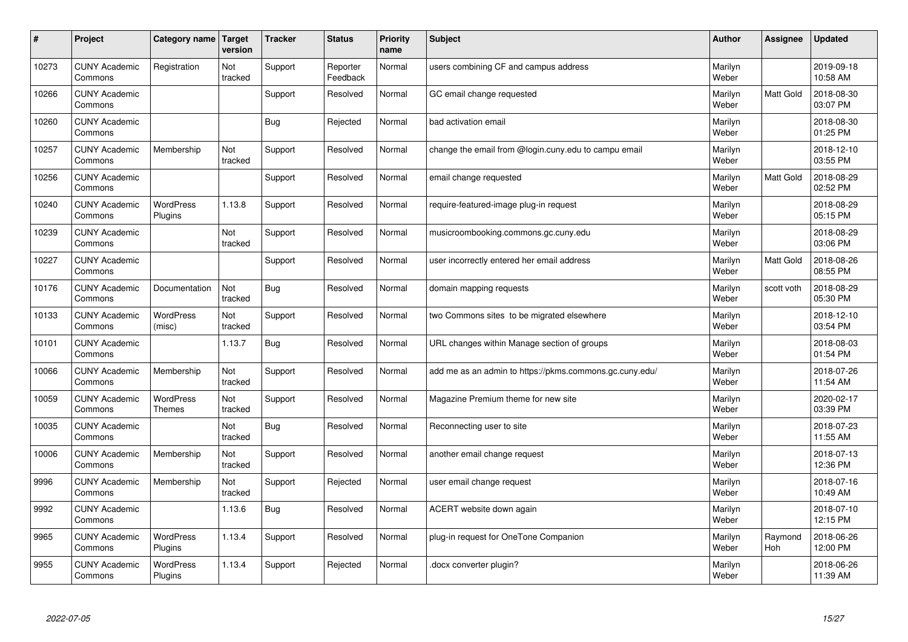| # | Project | Category name | Target version | Tracker | Status | Priority name | Subject | Author | Assignee | Updated |
|---|---|---|---|---|---|---|---|---|---|---|
| 10273 | CUNY Academic Commons | Registration | Not tracked | Support | Reporter Feedback | Normal | users combining CF and campus address | Marilyn Weber | | 2019-09-18 10:58 AM |
| 10266 | CUNY Academic Commons | | | Support | Resolved | Normal | GC email change requested | Marilyn Weber | Matt Gold | 2018-08-30 03:07 PM |
| 10260 | CUNY Academic Commons | | | Bug | Rejected | Normal | bad activation email | Marilyn Weber | | 2018-08-30 01:25 PM |
| 10257 | CUNY Academic Commons | Membership | Not tracked | Support | Resolved | Normal | change the email from @login.cuny.edu to campu email | Marilyn Weber | | 2018-12-10 03:55 PM |
| 10256 | CUNY Academic Commons | | | Support | Resolved | Normal | email change requested | Marilyn Weber | Matt Gold | 2018-08-29 02:52 PM |
| 10240 | CUNY Academic Commons | WordPress Plugins | 1.13.8 | Support | Resolved | Normal | require-featured-image plug-in request | Marilyn Weber | | 2018-08-29 05:15 PM |
| 10239 | CUNY Academic Commons | | Not tracked | Support | Resolved | Normal | musicroombooking.commons.gc.cuny.edu | Marilyn Weber | | 2018-08-29 03:06 PM |
| 10227 | CUNY Academic Commons | | | Support | Resolved | Normal | user incorrectly entered her email address | Marilyn Weber | Matt Gold | 2018-08-26 08:55 PM |
| 10176 | CUNY Academic Commons | Documentation | Not tracked | Bug | Resolved | Normal | domain mapping requests | Marilyn Weber | scott voth | 2018-08-29 05:30 PM |
| 10133 | CUNY Academic Commons | WordPress (misc) | Not tracked | Support | Resolved | Normal | two Commons sites to be migrated elsewhere | Marilyn Weber | | 2018-12-10 03:54 PM |
| 10101 | CUNY Academic Commons | | 1.13.7 | Bug | Resolved | Normal | URL changes within Manage section of groups | Marilyn Weber | | 2018-08-03 01:54 PM |
| 10066 | CUNY Academic Commons | Membership | Not tracked | Support | Resolved | Normal | add me as an admin to https://pkms.commons.gc.cuny.edu/ | Marilyn Weber | | 2018-07-26 11:54 AM |
| 10059 | CUNY Academic Commons | WordPress Themes | Not tracked | Support | Resolved | Normal | Magazine Premium theme for new site | Marilyn Weber | | 2020-02-17 03:39 PM |
| 10035 | CUNY Academic Commons | | Not tracked | Bug | Resolved | Normal | Reconnecting user to site | Marilyn Weber | | 2018-07-23 11:55 AM |
| 10006 | CUNY Academic Commons | Membership | Not tracked | Support | Resolved | Normal | another email change request | Marilyn Weber | | 2018-07-13 12:36 PM |
| 9996 | CUNY Academic Commons | Membership | Not tracked | Support | Rejected | Normal | user email change request | Marilyn Weber | | 2018-07-16 10:49 AM |
| 9992 | CUNY Academic Commons | | 1.13.6 | Bug | Resolved | Normal | ACERT website down again | Marilyn Weber | | 2018-07-10 12:15 PM |
| 9965 | CUNY Academic Commons | WordPress Plugins | 1.13.4 | Support | Resolved | Normal | plug-in request for OneTone Companion | Marilyn Weber | Raymond Hoh | 2018-06-26 12:00 PM |
| 9955 | CUNY Academic Commons | WordPress Plugins | 1.13.4 | Support | Rejected | Normal | .docx converter plugin? | Marilyn Weber | | 2018-06-26 11:39 AM |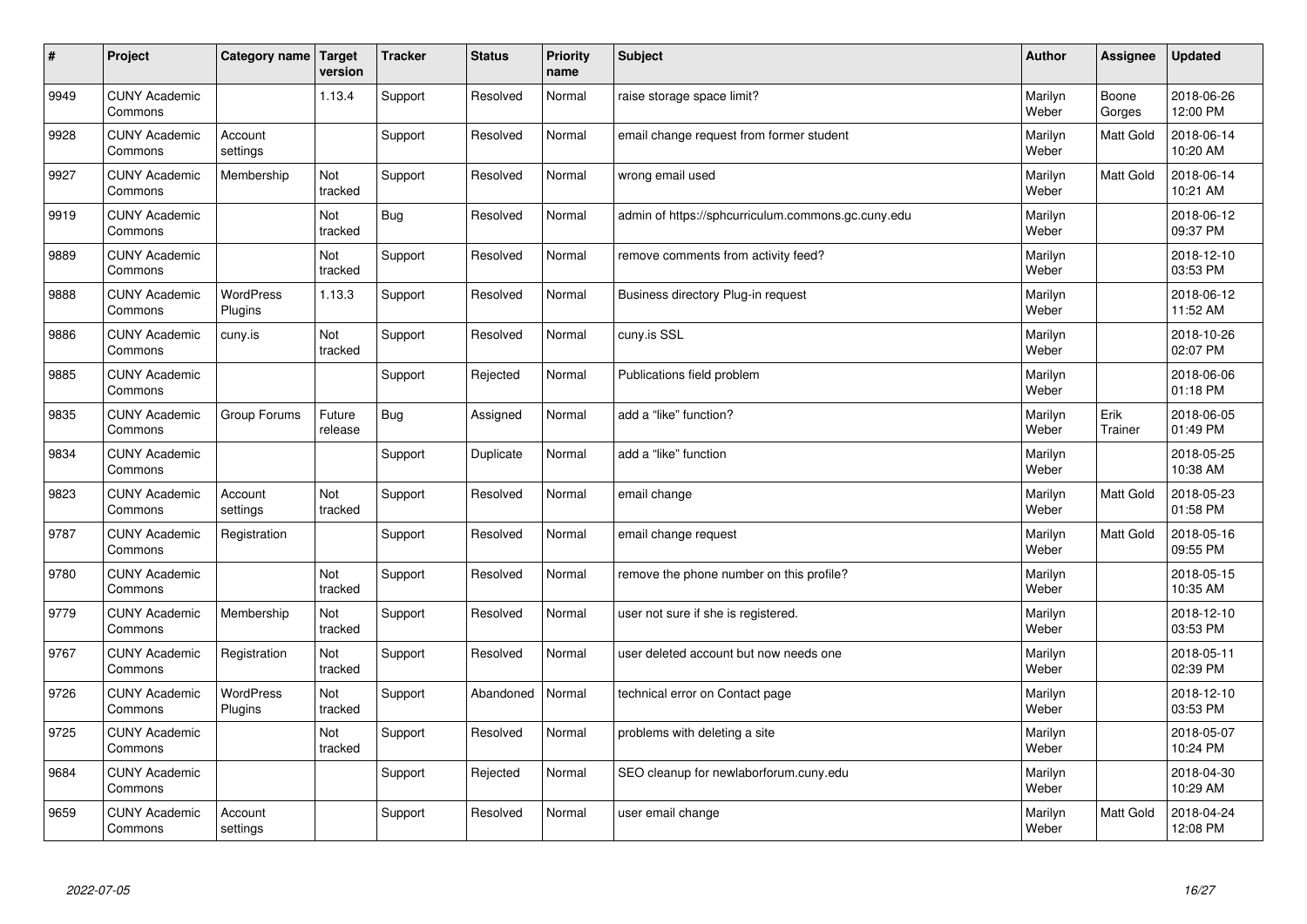| # | Project | Category name | Target version | Tracker | Status | Priority name | Subject | Author | Assignee | Updated |
|---|---|---|---|---|---|---|---|---|---|---|
| 9949 | CUNY Academic Commons | | 1.13.4 | Support | Resolved | Normal | raise storage space limit? | Marilyn Weber | Boone Gorges | 2018-06-26 12:00 PM |
| 9928 | CUNY Academic Commons | Account settings | | Support | Resolved | Normal | email change request from former student | Marilyn Weber | Matt Gold | 2018-06-14 10:20 AM |
| 9927 | CUNY Academic Commons | Membership | Not tracked | Support | Resolved | Normal | wrong email used | Marilyn Weber | Matt Gold | 2018-06-14 10:21 AM |
| 9919 | CUNY Academic Commons | | Not tracked | Bug | Resolved | Normal | admin of https://sphcurriculum.commons.gc.cuny.edu | Marilyn Weber | | 2018-06-12 09:37 PM |
| 9889 | CUNY Academic Commons | | Not tracked | Support | Resolved | Normal | remove comments from activity feed? | Marilyn Weber | | 2018-12-10 03:53 PM |
| 9888 | CUNY Academic Commons | WordPress Plugins | 1.13.3 | Support | Resolved | Normal | Business directory Plug-in request | Marilyn Weber | | 2018-06-12 11:52 AM |
| 9886 | CUNY Academic Commons | cuny.is | Not tracked | Support | Resolved | Normal | cuny.is SSL | Marilyn Weber | | 2018-10-26 02:07 PM |
| 9885 | CUNY Academic Commons | | | Support | Rejected | Normal | Publications field problem | Marilyn Weber | | 2018-06-06 01:18 PM |
| 9835 | CUNY Academic Commons | Group Forums | Future release | Bug | Assigned | Normal | add a “like” function? | Marilyn Weber | Erik Trainer | 2018-06-05 01:49 PM |
| 9834 | CUNY Academic Commons | | | Support | Duplicate | Normal | add a “like” function | Marilyn Weber | | 2018-05-25 10:38 AM |
| 9823 | CUNY Academic Commons | Account settings | Not tracked | Support | Resolved | Normal | email change | Marilyn Weber | Matt Gold | 2018-05-23 01:58 PM |
| 9787 | CUNY Academic Commons | Registration | | Support | Resolved | Normal | email change request | Marilyn Weber | Matt Gold | 2018-05-16 09:55 PM |
| 9780 | CUNY Academic Commons | | Not tracked | Support | Resolved | Normal | remove the phone number on this profile? | Marilyn Weber | | 2018-05-15 10:35 AM |
| 9779 | CUNY Academic Commons | Membership | Not tracked | Support | Resolved | Normal | user not sure if she is registered. | Marilyn Weber | | 2018-12-10 03:53 PM |
| 9767 | CUNY Academic Commons | Registration | Not tracked | Support | Resolved | Normal | user deleted account but now needs one | Marilyn Weber | | 2018-05-11 02:39 PM |
| 9726 | CUNY Academic Commons | WordPress Plugins | Not tracked | Support | Abandoned | Normal | technical error on Contact page | Marilyn Weber | | 2018-12-10 03:53 PM |
| 9725 | CUNY Academic Commons | | Not tracked | Support | Resolved | Normal | problems with deleting a site | Marilyn Weber | | 2018-05-07 10:24 PM |
| 9684 | CUNY Academic Commons | | | Support | Rejected | Normal | SEO cleanup for newlaborforum.cuny.edu | Marilyn Weber | | 2018-04-30 10:29 AM |
| 9659 | CUNY Academic Commons | Account settings | | Support | Resolved | Normal | user email change | Marilyn Weber | Matt Gold | 2018-04-24 12:08 PM |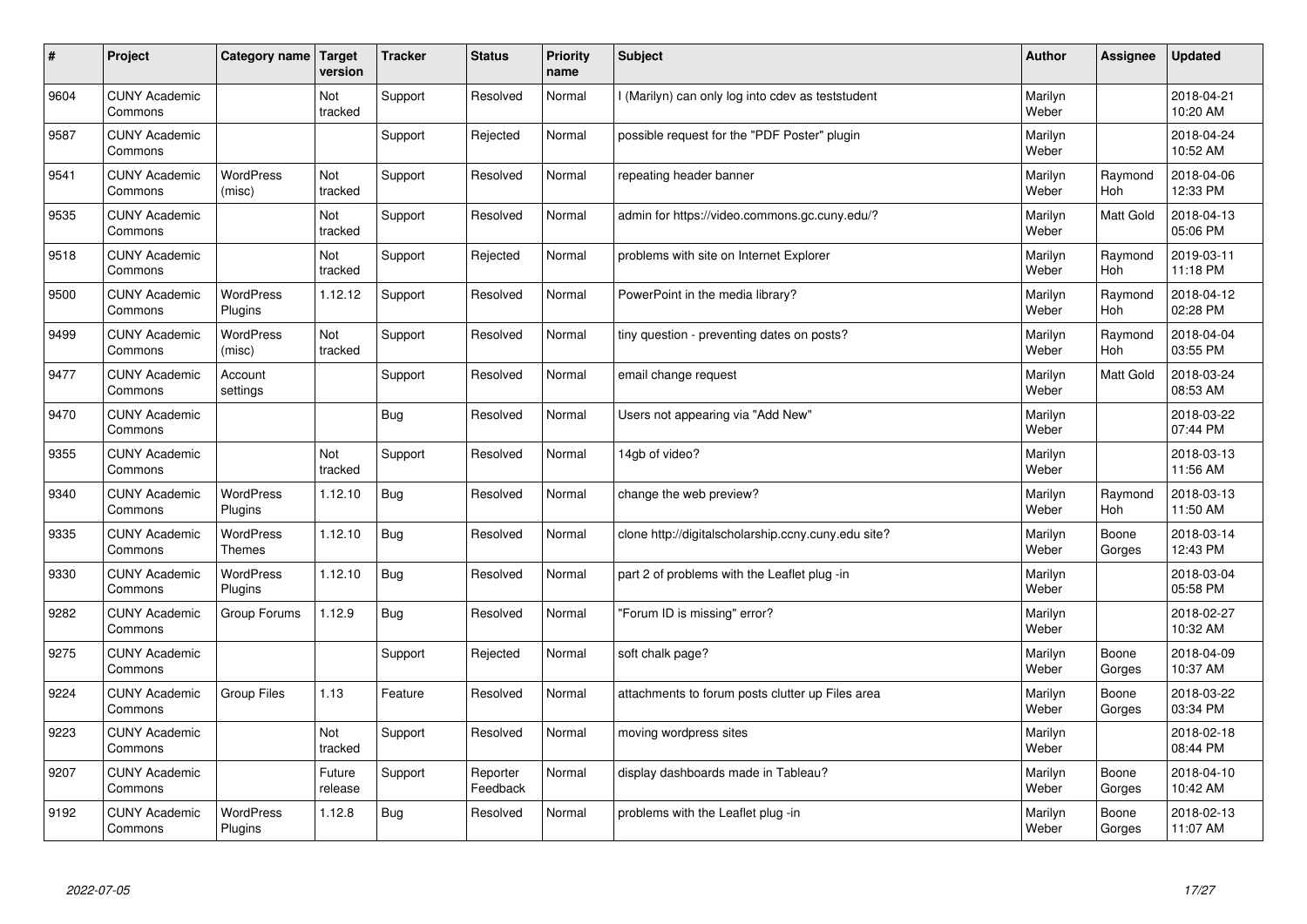| # | Project | Category name | Target version | Tracker | Status | Priority name | Subject | Author | Assignee | Updated |
|---|---|---|---|---|---|---|---|---|---|---|
| 9604 | CUNY Academic Commons | | Not tracked | Support | Resolved | Normal | I (Marilyn) can only log into cdev as teststudent | Marilyn Weber | | 2018-04-21 10:20 AM |
| 9587 | CUNY Academic Commons | | | Support | Rejected | Normal | possible request for the "PDF Poster" plugin | Marilyn Weber | | 2018-04-24 10:52 AM |
| 9541 | CUNY Academic Commons | WordPress (misc) | Not tracked | Support | Resolved | Normal | repeating header banner | Marilyn Weber | Raymond Hoh | 2018-04-06 12:33 PM |
| 9535 | CUNY Academic Commons | | Not tracked | Support | Resolved | Normal | admin for https://video.commons.gc.cuny.edu/? | Marilyn Weber | Matt Gold | 2018-04-13 05:06 PM |
| 9518 | CUNY Academic Commons | | Not tracked | Support | Rejected | Normal | problems with site on Internet Explorer | Marilyn Weber | Raymond Hoh | 2019-03-11 11:18 PM |
| 9500 | CUNY Academic Commons | WordPress Plugins | 1.12.12 | Support | Resolved | Normal | PowerPoint in the media library? | Marilyn Weber | Raymond Hoh | 2018-04-12 02:28 PM |
| 9499 | CUNY Academic Commons | WordPress (misc) | Not tracked | Support | Resolved | Normal | tiny question - preventing dates on posts? | Marilyn Weber | Raymond Hoh | 2018-04-04 03:55 PM |
| 9477 | CUNY Academic Commons | Account settings | | Support | Resolved | Normal | email change request | Marilyn Weber | Matt Gold | 2018-03-24 08:53 AM |
| 9470 | CUNY Academic Commons | | | Bug | Resolved | Normal | Users not appearing via "Add New" | Marilyn Weber | | 2018-03-22 07:44 PM |
| 9355 | CUNY Academic Commons | | Not tracked | Support | Resolved | Normal | 14gb of video? | Marilyn Weber | | 2018-03-13 11:56 AM |
| 9340 | CUNY Academic Commons | WordPress Plugins | 1.12.10 | Bug | Resolved | Normal | change the web preview? | Marilyn Weber | Raymond Hoh | 2018-03-13 11:50 AM |
| 9335 | CUNY Academic Commons | WordPress Themes | 1.12.10 | Bug | Resolved | Normal | clone http://digitalscholarship.ccny.cuny.edu site? | Marilyn Weber | Boone Gorges | 2018-03-14 12:43 PM |
| 9330 | CUNY Academic Commons | WordPress Plugins | 1.12.10 | Bug | Resolved | Normal | part 2 of problems with the Leaflet plug -in | Marilyn Weber | | 2018-03-04 05:58 PM |
| 9282 | CUNY Academic Commons | Group Forums | 1.12.9 | Bug | Resolved | Normal | "Forum ID is missing" error? | Marilyn Weber | | 2018-02-27 10:32 AM |
| 9275 | CUNY Academic Commons | | | Support | Rejected | Normal | soft chalk page? | Marilyn Weber | Boone Gorges | 2018-04-09 10:37 AM |
| 9224 | CUNY Academic Commons | Group Files | 1.13 | Feature | Resolved | Normal | attachments to forum posts clutter up Files area | Marilyn Weber | Boone Gorges | 2018-03-22 03:34 PM |
| 9223 | CUNY Academic Commons | | Not tracked | Support | Resolved | Normal | moving wordpress sites | Marilyn Weber | | 2018-02-18 08:44 PM |
| 9207 | CUNY Academic Commons | | Future release | Support | Reporter Feedback | Normal | display dashboards made in Tableau? | Marilyn Weber | Boone Gorges | 2018-04-10 10:42 AM |
| 9192 | CUNY Academic Commons | WordPress Plugins | 1.12.8 | Bug | Resolved | Normal | problems with the Leaflet plug -in | Marilyn Weber | Boone Gorges | 2018-02-13 11:07 AM |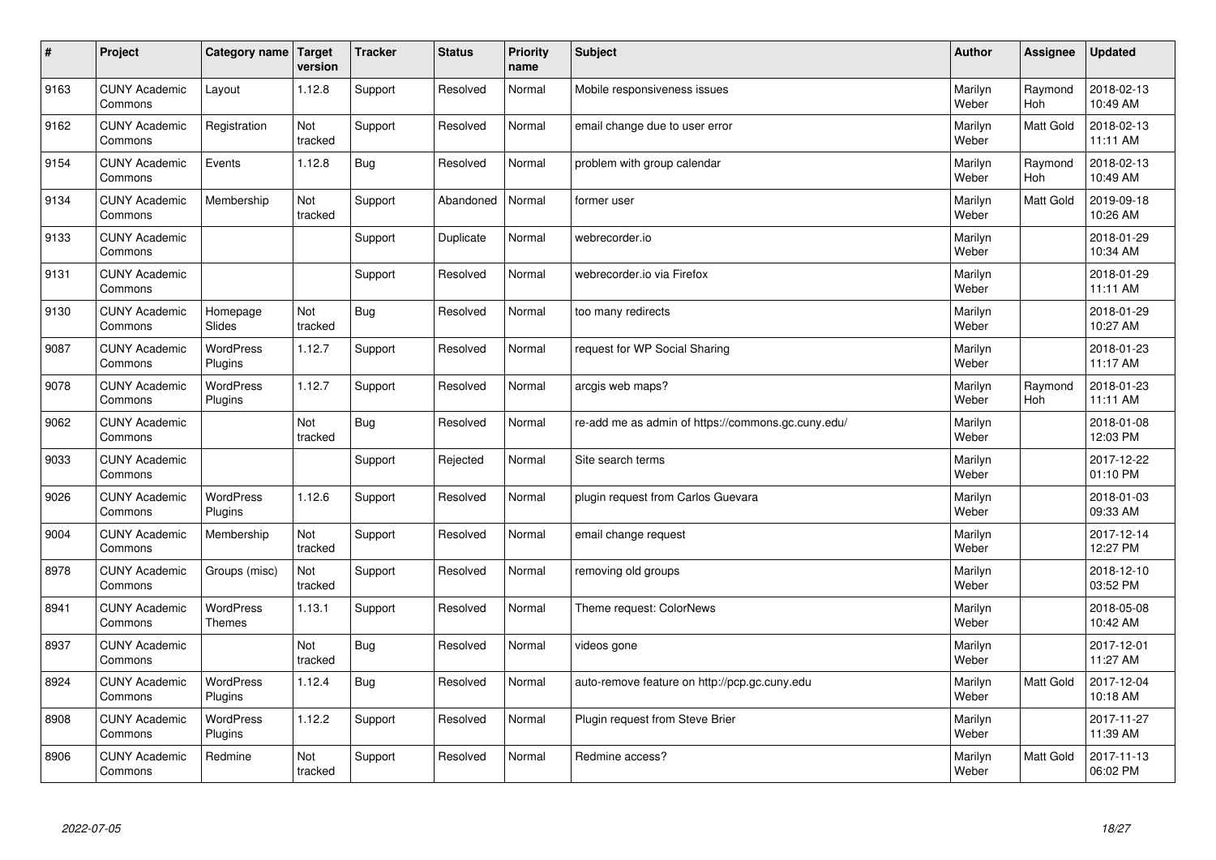| # | Project | Category name | Target version | Tracker | Status | Priority name | Subject | Author | Assignee | Updated |
|---|---|---|---|---|---|---|---|---|---|---|
| 9163 | CUNY Academic Commons | Layout | 1.12.8 | Support | Resolved | Normal | Mobile responsiveness issues | Marilyn Weber | Raymond Hoh | 2018-02-13 10:49 AM |
| 9162 | CUNY Academic Commons | Registration | Not tracked | Support | Resolved | Normal | email change due to user error | Marilyn Weber | Matt Gold | 2018-02-13 11:11 AM |
| 9154 | CUNY Academic Commons | Events | 1.12.8 | Bug | Resolved | Normal | problem with group calendar | Marilyn Weber | Raymond Hoh | 2018-02-13 10:49 AM |
| 9134 | CUNY Academic Commons | Membership | Not tracked | Support | Abandoned | Normal | former user | Marilyn Weber | Matt Gold | 2019-09-18 10:26 AM |
| 9133 | CUNY Academic Commons | | | Support | Duplicate | Normal | webrecorder.io | Marilyn Weber | | 2018-01-29 10:34 AM |
| 9131 | CUNY Academic Commons | | | Support | Resolved | Normal | webrecorder.io via Firefox | Marilyn Weber | | 2018-01-29 11:11 AM |
| 9130 | CUNY Academic Commons | Homepage Slides | Not tracked | Bug | Resolved | Normal | too many redirects | Marilyn Weber | | 2018-01-29 10:27 AM |
| 9087 | CUNY Academic Commons | WordPress Plugins | 1.12.7 | Support | Resolved | Normal | request for WP Social Sharing | Marilyn Weber | | 2018-01-23 11:17 AM |
| 9078 | CUNY Academic Commons | WordPress Plugins | 1.12.7 | Support | Resolved | Normal | arcgis web maps? | Marilyn Weber | Raymond Hoh | 2018-01-23 11:11 AM |
| 9062 | CUNY Academic Commons | | Not tracked | Bug | Resolved | Normal | re-add me as admin of https://commons.gc.cuny.edu/ | Marilyn Weber | | 2018-01-08 12:03 PM |
| 9033 | CUNY Academic Commons | | | Support | Rejected | Normal | Site search terms | Marilyn Weber | | 2017-12-22 01:10 PM |
| 9026 | CUNY Academic Commons | WordPress Plugins | 1.12.6 | Support | Resolved | Normal | plugin request from Carlos Guevara | Marilyn Weber | | 2018-01-03 09:33 AM |
| 9004 | CUNY Academic Commons | Membership | Not tracked | Support | Resolved | Normal | email change request | Marilyn Weber | | 2017-12-14 12:27 PM |
| 8978 | CUNY Academic Commons | Groups (misc) | Not tracked | Support | Resolved | Normal | removing old groups | Marilyn Weber | | 2018-12-10 03:52 PM |
| 8941 | CUNY Academic Commons | WordPress Themes | 1.13.1 | Support | Resolved | Normal | Theme request: ColorNews | Marilyn Weber | | 2018-05-08 10:42 AM |
| 8937 | CUNY Academic Commons | | Not tracked | Bug | Resolved | Normal | videos gone | Marilyn Weber | | 2017-12-01 11:27 AM |
| 8924 | CUNY Academic Commons | WordPress Plugins | 1.12.4 | Bug | Resolved | Normal | auto-remove feature on http://pcp.gc.cuny.edu | Marilyn Weber | Matt Gold | 2017-12-04 10:18 AM |
| 8908 | CUNY Academic Commons | WordPress Plugins | 1.12.2 | Support | Resolved | Normal | Plugin request from Steve Brier | Marilyn Weber | | 2017-11-27 11:39 AM |
| 8906 | CUNY Academic Commons | Redmine | Not tracked | Support | Resolved | Normal | Redmine access? | Marilyn Weber | Matt Gold | 2017-11-13 06:02 PM |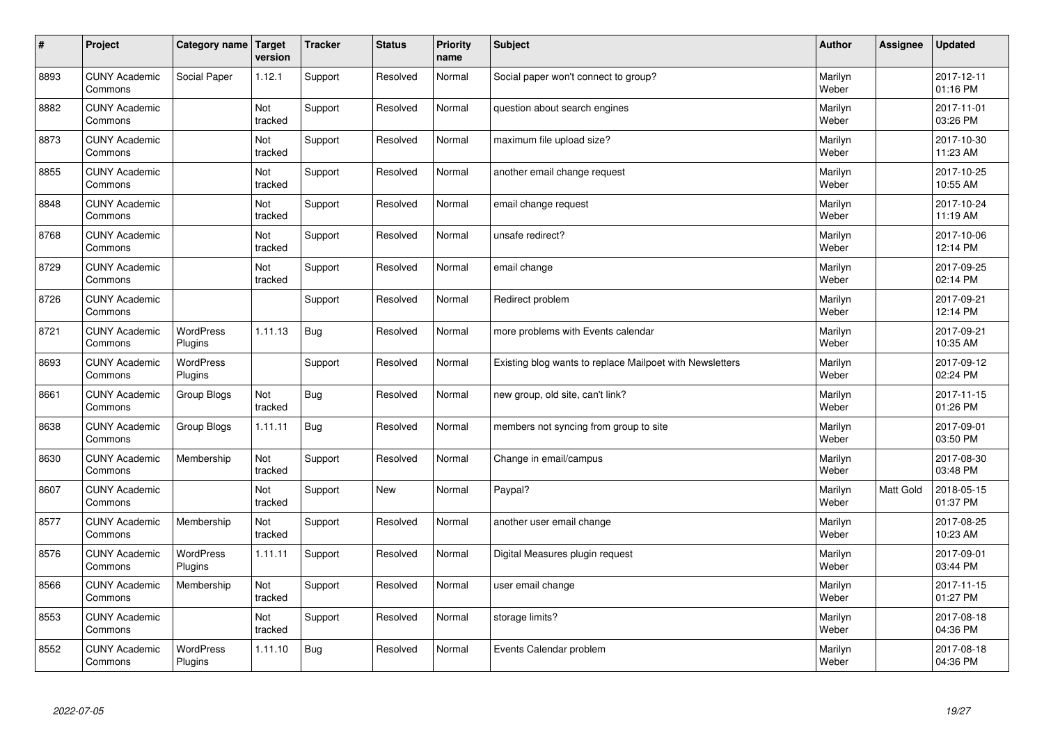| # | Project | Category name | Target version | Tracker | Status | Priority name | Subject | Author | Assignee | Updated |
|---|---|---|---|---|---|---|---|---|---|---|
| 8893 | CUNY Academic Commons | Social Paper | 1.12.1 | Support | Resolved | Normal | Social paper won't connect to group? | Marilyn Weber | | 2017-12-11 01:16 PM |
| 8882 | CUNY Academic Commons | | Not tracked | Support | Resolved | Normal | question about search engines | Marilyn Weber | | 2017-11-01 03:26 PM |
| 8873 | CUNY Academic Commons | | Not tracked | Support | Resolved | Normal | maximum file upload size? | Marilyn Weber | | 2017-10-30 11:23 AM |
| 8855 | CUNY Academic Commons | | Not tracked | Support | Resolved | Normal | another email change request | Marilyn Weber | | 2017-10-25 10:55 AM |
| 8848 | CUNY Academic Commons | | Not tracked | Support | Resolved | Normal | email change request | Marilyn Weber | | 2017-10-24 11:19 AM |
| 8768 | CUNY Academic Commons | | Not tracked | Support | Resolved | Normal | unsafe redirect? | Marilyn Weber | | 2017-10-06 12:14 PM |
| 8729 | CUNY Academic Commons | | Not tracked | Support | Resolved | Normal | email change | Marilyn Weber | | 2017-09-25 02:14 PM |
| 8726 | CUNY Academic Commons | | | Support | Resolved | Normal | Redirect problem | Marilyn Weber | | 2017-09-21 12:14 PM |
| 8721 | CUNY Academic Commons | WordPress Plugins | 1.11.13 | Bug | Resolved | Normal | more problems with Events calendar | Marilyn Weber | | 2017-09-21 10:35 AM |
| 8693 | CUNY Academic Commons | WordPress Plugins | | Support | Resolved | Normal | Existing blog wants to replace Mailpoet with Newsletters | Marilyn Weber | | 2017-09-12 02:24 PM |
| 8661 | CUNY Academic Commons | Group Blogs | Not tracked | Bug | Resolved | Normal | new group, old site, can't link? | Marilyn Weber | | 2017-11-15 01:26 PM |
| 8638 | CUNY Academic Commons | Group Blogs | 1.11.11 | Bug | Resolved | Normal | members not syncing from group to site | Marilyn Weber | | 2017-09-01 03:50 PM |
| 8630 | CUNY Academic Commons | Membership | Not tracked | Support | Resolved | Normal | Change in email/campus | Marilyn Weber | | 2017-08-30 03:48 PM |
| 8607 | CUNY Academic Commons | | Not tracked | Support | New | Normal | Paypal? | Marilyn Weber | Matt Gold | 2018-05-15 01:37 PM |
| 8577 | CUNY Academic Commons | Membership | Not tracked | Support | Resolved | Normal | another user email change | Marilyn Weber | | 2017-08-25 10:23 AM |
| 8576 | CUNY Academic Commons | WordPress Plugins | 1.11.11 | Support | Resolved | Normal | Digital Measures plugin request | Marilyn Weber | | 2017-09-01 03:44 PM |
| 8566 | CUNY Academic Commons | Membership | Not tracked | Support | Resolved | Normal | user email change | Marilyn Weber | | 2017-11-15 01:27 PM |
| 8553 | CUNY Academic Commons | | Not tracked | Support | Resolved | Normal | storage limits? | Marilyn Weber | | 2017-08-18 04:36 PM |
| 8552 | CUNY Academic Commons | WordPress Plugins | 1.11.10 | Bug | Resolved | Normal | Events Calendar problem | Marilyn Weber | | 2017-08-18 04:36 PM |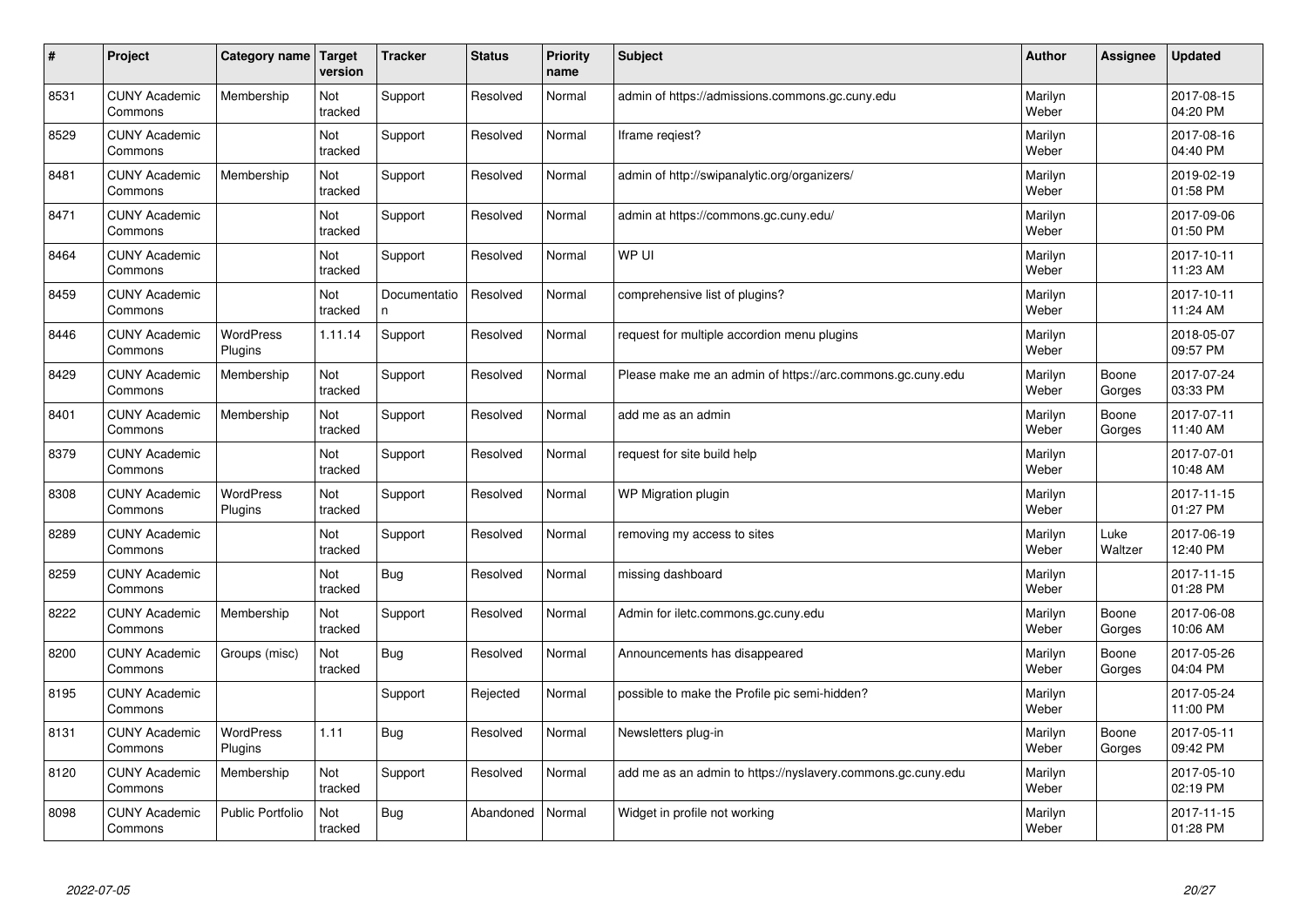| # | Project | Category name | Target version | Tracker | Status | Priority name | Subject | Author | Assignee | Updated |
|---|---|---|---|---|---|---|---|---|---|---|
| 8531 | CUNY Academic Commons | Membership | Not tracked | Support | Resolved | Normal | admin of https://admissions.commons.gc.cuny.edu | Marilyn Weber | | 2017-08-15 04:20 PM |
| 8529 | CUNY Academic Commons | | Not tracked | Support | Resolved | Normal | Iframe reqiest? | Marilyn Weber | | 2017-08-16 04:40 PM |
| 8481 | CUNY Academic Commons | Membership | Not tracked | Support | Resolved | Normal | admin of http://swipanalytic.org/organizers/ | Marilyn Weber | | 2019-02-19 01:58 PM |
| 8471 | CUNY Academic Commons | | Not tracked | Support | Resolved | Normal | admin at https://commons.gc.cuny.edu/ | Marilyn Weber | | 2017-09-06 01:50 PM |
| 8464 | CUNY Academic Commons | | Not tracked | Support | Resolved | Normal | WP UI | Marilyn Weber | | 2017-10-11 11:23 AM |
| 8459 | CUNY Academic Commons | | Not tracked | Documentation | Resolved | Normal | comprehensive list of plugins? | Marilyn Weber | | 2017-10-11 11:24 AM |
| 8446 | CUNY Academic Commons | WordPress Plugins | 1.11.14 | Support | Resolved | Normal | request for multiple accordion menu plugins | Marilyn Weber | | 2018-05-07 09:57 PM |
| 8429 | CUNY Academic Commons | Membership | Not tracked | Support | Resolved | Normal | Please make me an admin of https://arc.commons.gc.cuny.edu | Marilyn Weber | Boone Gorges | 2017-07-24 03:33 PM |
| 8401 | CUNY Academic Commons | Membership | Not tracked | Support | Resolved | Normal | add me as an admin | Marilyn Weber | Boone Gorges | 2017-07-11 11:40 AM |
| 8379 | CUNY Academic Commons | | Not tracked | Support | Resolved | Normal | request for site build help | Marilyn Weber | | 2017-07-01 10:48 AM |
| 8308 | CUNY Academic Commons | WordPress Plugins | Not tracked | Support | Resolved | Normal | WP Migration plugin | Marilyn Weber | | 2017-11-15 01:27 PM |
| 8289 | CUNY Academic Commons | | Not tracked | Support | Resolved | Normal | removing my access to sites | Marilyn Weber | Luke Waltzer | 2017-06-19 12:40 PM |
| 8259 | CUNY Academic Commons | | Not tracked | Bug | Resolved | Normal | missing dashboard | Marilyn Weber | | 2017-11-15 01:28 PM |
| 8222 | CUNY Academic Commons | Membership | Not tracked | Support | Resolved | Normal | Admin for iletc.commons.gc.cuny.edu | Marilyn Weber | Boone Gorges | 2017-06-08 10:06 AM |
| 8200 | CUNY Academic Commons | Groups (misc) | Not tracked | Bug | Resolved | Normal | Announcements has disappeared | Marilyn Weber | Boone Gorges | 2017-05-26 04:04 PM |
| 8195 | CUNY Academic Commons | | | Support | Rejected | Normal | possible to make the Profile pic semi-hidden? | Marilyn Weber | | 2017-05-24 11:00 PM |
| 8131 | CUNY Academic Commons | WordPress Plugins | 1.11 | Bug | Resolved | Normal | Newsletters plug-in | Marilyn Weber | Boone Gorges | 2017-05-11 09:42 PM |
| 8120 | CUNY Academic Commons | Membership | Not tracked | Support | Resolved | Normal | add me as an admin to https://nyslavery.commons.gc.cuny.edu | Marilyn Weber | | 2017-05-10 02:19 PM |
| 8098 | CUNY Academic Commons | Public Portfolio | Not tracked | Bug | Abandoned | Normal | Widget in profile not working | Marilyn Weber | | 2017-11-15 01:28 PM |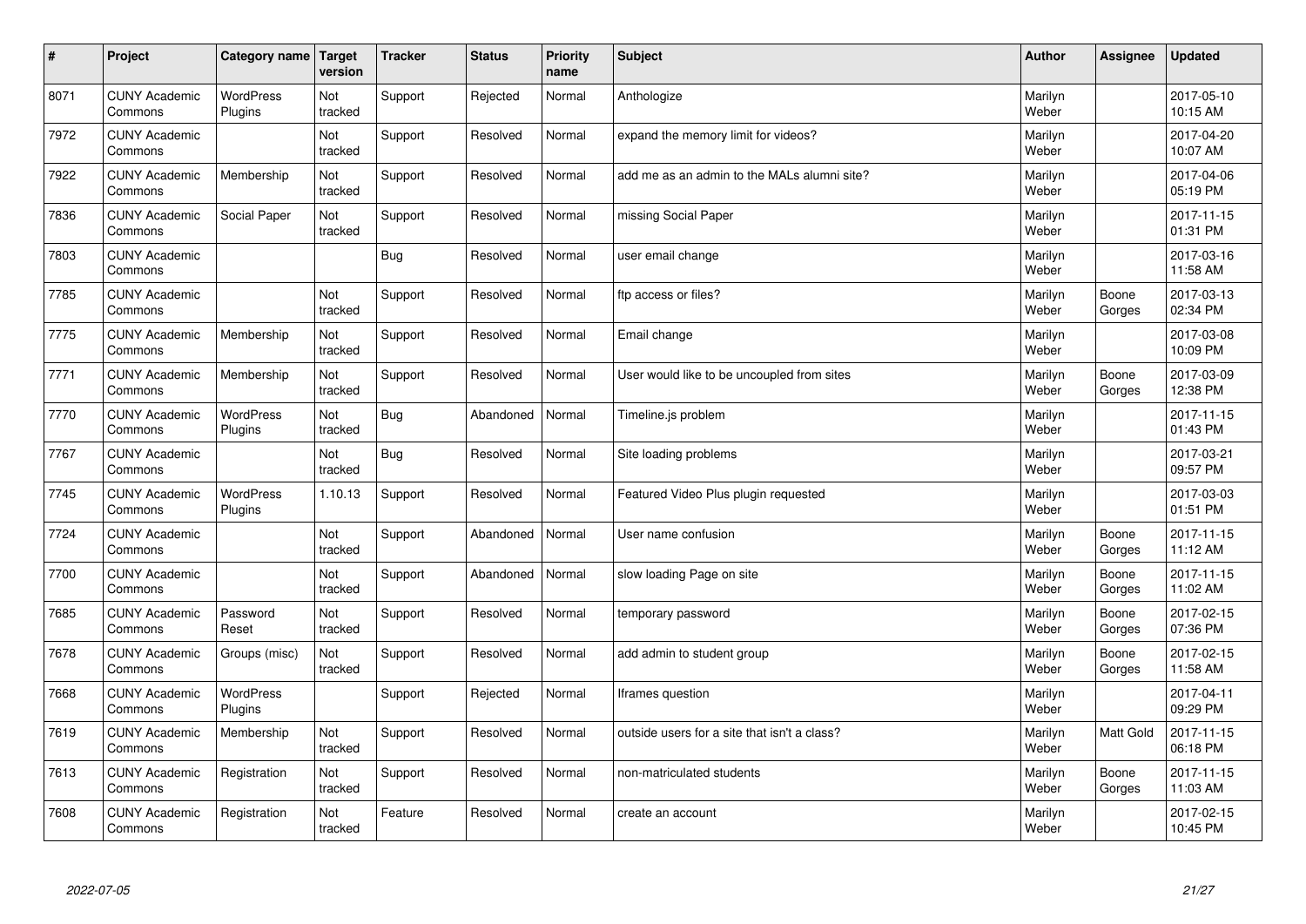| # | Project | Category name | Target version | Tracker | Status | Priority name | Subject | Author | Assignee | Updated |
|---|---|---|---|---|---|---|---|---|---|---|
| 8071 | CUNY Academic Commons | WordPress Plugins | Not tracked | Support | Rejected | Normal | Anthologize | Marilyn Weber | | 2017-05-10 10:15 AM |
| 7972 | CUNY Academic Commons | | Not tracked | Support | Resolved | Normal | expand the memory limit for videos? | Marilyn Weber | | 2017-04-20 10:07 AM |
| 7922 | CUNY Academic Commons | Membership | Not tracked | Support | Resolved | Normal | add me as an admin to the MALs alumni site? | Marilyn Weber | | 2017-04-06 05:19 PM |
| 7836 | CUNY Academic Commons | Social Paper | Not tracked | Support | Resolved | Normal | missing Social Paper | Marilyn Weber | | 2017-11-15 01:31 PM |
| 7803 | CUNY Academic Commons | | | Bug | Resolved | Normal | user email change | Marilyn Weber | | 2017-03-16 11:58 AM |
| 7785 | CUNY Academic Commons | | Not tracked | Support | Resolved | Normal | ftp access or files? | Marilyn Weber | Boone Gorges | 2017-03-13 02:34 PM |
| 7775 | CUNY Academic Commons | Membership | Not tracked | Support | Resolved | Normal | Email change | Marilyn Weber | | 2017-03-08 10:09 PM |
| 7771 | CUNY Academic Commons | Membership | Not tracked | Support | Resolved | Normal | User would like to be uncoupled from sites | Marilyn Weber | Boone Gorges | 2017-03-09 12:38 PM |
| 7770 | CUNY Academic Commons | WordPress Plugins | Not tracked | Bug | Abandoned | Normal | Timeline.js problem | Marilyn Weber | | 2017-11-15 01:43 PM |
| 7767 | CUNY Academic Commons | | Not tracked | Bug | Resolved | Normal | Site loading problems | Marilyn Weber | | 2017-03-21 09:57 PM |
| 7745 | CUNY Academic Commons | WordPress Plugins | 1.10.13 | Support | Resolved | Normal | Featured Video Plus plugin requested | Marilyn Weber | | 2017-03-03 01:51 PM |
| 7724 | CUNY Academic Commons | | Not tracked | Support | Abandoned | Normal | User name confusion | Marilyn Weber | Boone Gorges | 2017-11-15 11:12 AM |
| 7700 | CUNY Academic Commons | | Not tracked | Support | Abandoned | Normal | slow loading Page on site | Marilyn Weber | Boone Gorges | 2017-11-15 11:02 AM |
| 7685 | CUNY Academic Commons | Password Reset | Not tracked | Support | Resolved | Normal | temporary password | Marilyn Weber | Boone Gorges | 2017-02-15 07:36 PM |
| 7678 | CUNY Academic Commons | Groups (misc) | Not tracked | Support | Resolved | Normal | add admin to student group | Marilyn Weber | Boone Gorges | 2017-02-15 11:58 AM |
| 7668 | CUNY Academic Commons | WordPress Plugins | | Support | Rejected | Normal | Iframes question | Marilyn Weber | | 2017-04-11 09:29 PM |
| 7619 | CUNY Academic Commons | Membership | Not tracked | Support | Resolved | Normal | outside users for a site that isn't a class? | Marilyn Weber | Matt Gold | 2017-11-15 06:18 PM |
| 7613 | CUNY Academic Commons | Registration | Not tracked | Support | Resolved | Normal | non-matriculated students | Marilyn Weber | Boone Gorges | 2017-11-15 11:03 AM |
| 7608 | CUNY Academic Commons | Registration | Not tracked | Feature | Resolved | Normal | create an account | Marilyn Weber | | 2017-02-15 10:45 PM |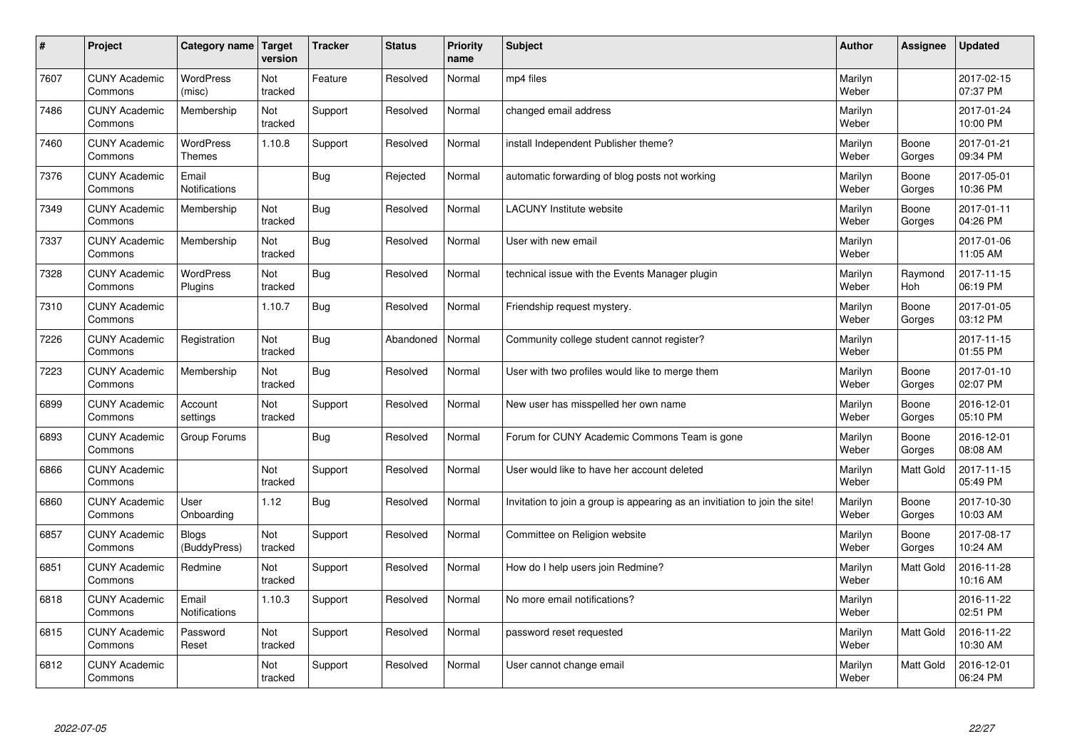| # | Project | Category name | Target version | Tracker | Status | Priority name | Subject | Author | Assignee | Updated |
|---|---|---|---|---|---|---|---|---|---|---|
| 7607 | CUNY Academic Commons | WordPress (misc) | Not tracked | Feature | Resolved | Normal | mp4 files | Marilyn Weber | | 2017-02-15 07:37 PM |
| 7486 | CUNY Academic Commons | Membership | Not tracked | Support | Resolved | Normal | changed email address | Marilyn Weber | | 2017-01-24 10:00 PM |
| 7460 | CUNY Academic Commons | WordPress Themes | 1.10.8 | Support | Resolved | Normal | install Independent Publisher theme? | Marilyn Weber | Boone Gorges | 2017-01-21 09:34 PM |
| 7376 | CUNY Academic Commons | Email Notifications | | Bug | Rejected | Normal | automatic forwarding of blog posts not working | Marilyn Weber | Boone Gorges | 2017-05-01 10:36 PM |
| 7349 | CUNY Academic Commons | Membership | Not tracked | Bug | Resolved | Normal | LACUNY Institute website | Marilyn Weber | Boone Gorges | 2017-01-11 04:26 PM |
| 7337 | CUNY Academic Commons | Membership | Not tracked | Bug | Resolved | Normal | User with new email | Marilyn Weber | | 2017-01-06 11:05 AM |
| 7328 | CUNY Academic Commons | WordPress Plugins | Not tracked | Bug | Resolved | Normal | technical issue with the Events Manager plugin | Marilyn Weber | Raymond Hoh | 2017-11-15 06:19 PM |
| 7310 | CUNY Academic Commons | | 1.10.7 | Bug | Resolved | Normal | Friendship request mystery. | Marilyn Weber | Boone Gorges | 2017-01-05 03:12 PM |
| 7226 | CUNY Academic Commons | Registration | Not tracked | Bug | Abandoned | Normal | Community college student cannot register? | Marilyn Weber | | 2017-11-15 01:55 PM |
| 7223 | CUNY Academic Commons | Membership | Not tracked | Bug | Resolved | Normal | User with two profiles would like to merge them | Marilyn Weber | Boone Gorges | 2017-01-10 02:07 PM |
| 6899 | CUNY Academic Commons | Account settings | Not tracked | Support | Resolved | Normal | New user has misspelled her own name | Marilyn Weber | Boone Gorges | 2016-12-01 05:10 PM |
| 6893 | CUNY Academic Commons | Group Forums | | Bug | Resolved | Normal | Forum for CUNY Academic Commons Team is gone | Marilyn Weber | Boone Gorges | 2016-12-01 08:08 AM |
| 6866 | CUNY Academic Commons | | Not tracked | Support | Resolved | Normal | User would like to have her account deleted | Marilyn Weber | Matt Gold | 2017-11-15 05:49 PM |
| 6860 | CUNY Academic Commons | User Onboarding | 1.12 | Bug | Resolved | Normal | Invitation to join a group is appearing as an invitiation to join the site! | Marilyn Weber | Boone Gorges | 2017-10-30 10:03 AM |
| 6857 | CUNY Academic Commons | Blogs (BuddyPress) | Not tracked | Support | Resolved | Normal | Committee on Religion website | Marilyn Weber | Boone Gorges | 2017-08-17 10:24 AM |
| 6851 | CUNY Academic Commons | Redmine | Not tracked | Support | Resolved | Normal | How do I help users join Redmine? | Marilyn Weber | Matt Gold | 2016-11-28 10:16 AM |
| 6818 | CUNY Academic Commons | Email Notifications | 1.10.3 | Support | Resolved | Normal | No more email notifications? | Marilyn Weber | | 2016-11-22 02:51 PM |
| 6815 | CUNY Academic Commons | Password Reset | Not tracked | Support | Resolved | Normal | password reset requested | Marilyn Weber | Matt Gold | 2016-11-22 10:30 AM |
| 6812 | CUNY Academic Commons | | Not tracked | Support | Resolved | Normal | User cannot change email | Marilyn Weber | Matt Gold | 2016-12-01 06:24 PM |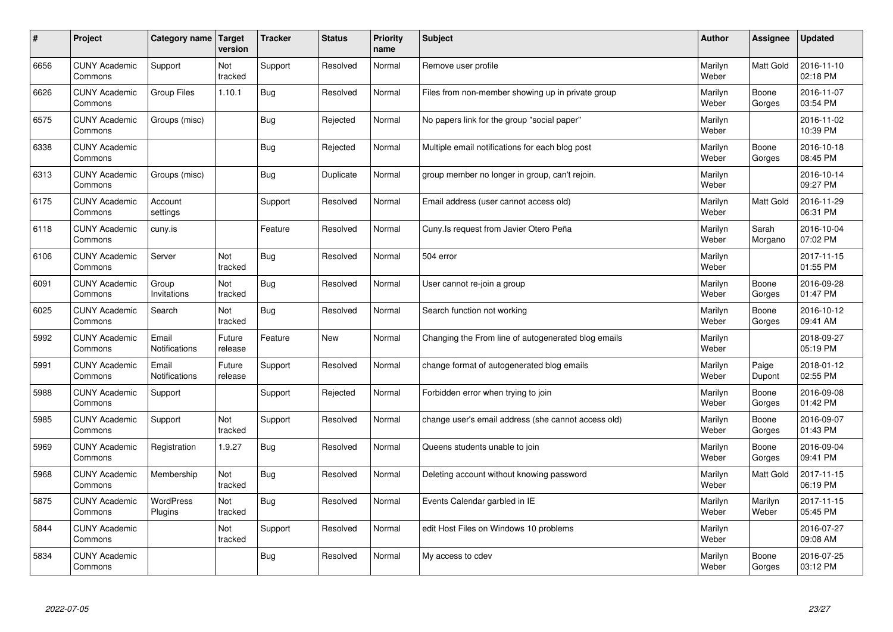| # | Project | Category name | Target version | Tracker | Status | Priority name | Subject | Author | Assignee | Updated |
|---|---|---|---|---|---|---|---|---|---|---|
| 6656 | CUNY Academic Commons | Support | Not tracked | Support | Resolved | Normal | Remove user profile | Marilyn Weber | Matt Gold | 2016-11-10 02:18 PM |
| 6626 | CUNY Academic Commons | Group Files | 1.10.1 | Bug | Resolved | Normal | Files from non-member showing up in private group | Marilyn Weber | Boone Gorges | 2016-11-07 03:54 PM |
| 6575 | CUNY Academic Commons | Groups (misc) | | Bug | Rejected | Normal | No papers link for the group "social paper" | Marilyn Weber | | 2016-11-02 10:39 PM |
| 6338 | CUNY Academic Commons | | | Bug | Rejected | Normal | Multiple email notifications for each blog post | Marilyn Weber | Boone Gorges | 2016-10-18 08:45 PM |
| 6313 | CUNY Academic Commons | Groups (misc) | | Bug | Duplicate | Normal | group member no longer in group, can't rejoin. | Marilyn Weber | | 2016-10-14 09:27 PM |
| 6175 | CUNY Academic Commons | Account settings | | Support | Resolved | Normal | Email address (user cannot access old) | Marilyn Weber | Matt Gold | 2016-11-29 06:31 PM |
| 6118 | CUNY Academic Commons | cuny.is | | Feature | Resolved | Normal | Cuny.Is request from Javier Otero Peña | Marilyn Weber | Sarah Morgano | 2016-10-04 07:02 PM |
| 6106 | CUNY Academic Commons | Server | Not tracked | Bug | Resolved | Normal | 504 error | Marilyn Weber | | 2017-11-15 01:55 PM |
| 6091 | CUNY Academic Commons | Group Invitations | Not tracked | Bug | Resolved | Normal | User cannot re-join a group | Marilyn Weber | Boone Gorges | 2016-09-28 01:47 PM |
| 6025 | CUNY Academic Commons | Search | Not tracked | Bug | Resolved | Normal | Search function not working | Marilyn Weber | Boone Gorges | 2016-10-12 09:41 AM |
| 5992 | CUNY Academic Commons | Email Notifications | Future release | Feature | New | Normal | Changing the From line of autogenerated blog emails | Marilyn Weber | | 2018-09-27 05:19 PM |
| 5991 | CUNY Academic Commons | Email Notifications | Future release | Support | Resolved | Normal | change format of autogenerated blog emails | Marilyn Weber | Paige Dupont | 2018-01-12 02:55 PM |
| 5988 | CUNY Academic Commons | Support | | Support | Rejected | Normal | Forbidden error when trying to join | Marilyn Weber | Boone Gorges | 2016-09-08 01:42 PM |
| 5985 | CUNY Academic Commons | Support | Not tracked | Support | Resolved | Normal | change user's email address (she cannot access old) | Marilyn Weber | Boone Gorges | 2016-09-07 01:43 PM |
| 5969 | CUNY Academic Commons | Registration | 1.9.27 | Bug | Resolved | Normal | Queens students unable to join | Marilyn Weber | Boone Gorges | 2016-09-04 09:41 PM |
| 5968 | CUNY Academic Commons | Membership | Not tracked | Bug | Resolved | Normal | Deleting account without knowing password | Marilyn Weber | Matt Gold | 2017-11-15 06:19 PM |
| 5875 | CUNY Academic Commons | WordPress Plugins | Not tracked | Bug | Resolved | Normal | Events Calendar garbled in IE | Marilyn Weber | Marilyn Weber | 2017-11-15 05:45 PM |
| 5844 | CUNY Academic Commons | | Not tracked | Support | Resolved | Normal | edit Host Files on Windows 10 problems | Marilyn Weber | | 2016-07-27 09:08 AM |
| 5834 | CUNY Academic Commons | | | Bug | Resolved | Normal | My access to cdev | Marilyn Weber | Boone Gorges | 2016-07-25 03:12 PM |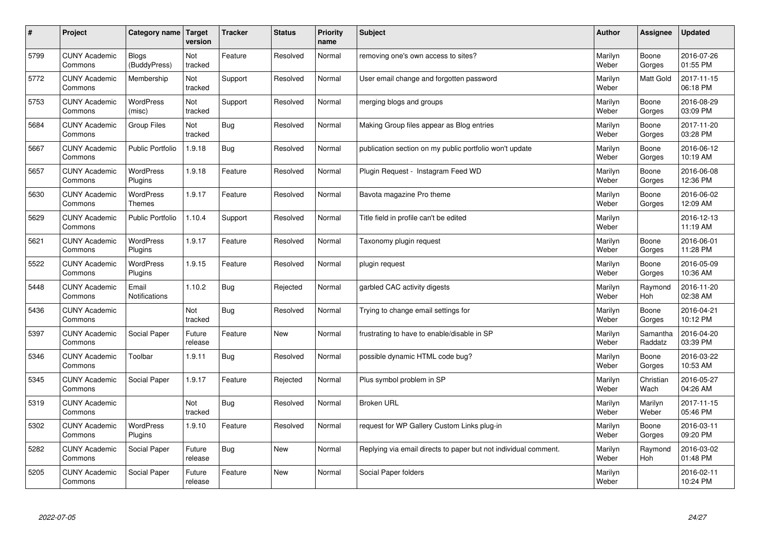| # | Project | Category name | Target version | Tracker | Status | Priority name | Subject | Author | Assignee | Updated |
|---|---|---|---|---|---|---|---|---|---|---|
| 5799 | CUNY Academic Commons | Blogs (BuddyPress) | Not tracked | Feature | Resolved | Normal | removing one's own access to sites? | Marilyn Weber | Boone Gorges | 2016-07-26 01:55 PM |
| 5772 | CUNY Academic Commons | Membership | Not tracked | Support | Resolved | Normal | User email change and forgotten password | Marilyn Weber | Matt Gold | 2017-11-15 06:18 PM |
| 5753 | CUNY Academic Commons | WordPress (misc) | Not tracked | Support | Resolved | Normal | merging blogs and groups | Marilyn Weber | Boone Gorges | 2016-08-29 03:09 PM |
| 5684 | CUNY Academic Commons | Group Files | Not tracked | Bug | Resolved | Normal | Making Group files appear as Blog entries | Marilyn Weber | Boone Gorges | 2017-11-20 03:28 PM |
| 5667 | CUNY Academic Commons | Public Portfolio | 1.9.18 | Bug | Resolved | Normal | publication section on my public portfolio won't update | Marilyn Weber | Boone Gorges | 2016-06-12 10:19 AM |
| 5657 | CUNY Academic Commons | WordPress Plugins | 1.9.18 | Feature | Resolved | Normal | Plugin Request - Instagram Feed WD | Marilyn Weber | Boone Gorges | 2016-06-08 12:36 PM |
| 5630 | CUNY Academic Commons | WordPress Themes | 1.9.17 | Feature | Resolved | Normal | Bavota magazine Pro theme | Marilyn Weber | Boone Gorges | 2016-06-02 12:09 AM |
| 5629 | CUNY Academic Commons | Public Portfolio | 1.10.4 | Support | Resolved | Normal | Title field in profile can't be edited | Marilyn Weber | | 2016-12-13 11:19 AM |
| 5621 | CUNY Academic Commons | WordPress Plugins | 1.9.17 | Feature | Resolved | Normal | Taxonomy plugin request | Marilyn Weber | Boone Gorges | 2016-06-01 11:28 PM |
| 5522 | CUNY Academic Commons | WordPress Plugins | 1.9.15 | Feature | Resolved | Normal | plugin request | Marilyn Weber | Boone Gorges | 2016-05-09 10:36 AM |
| 5448 | CUNY Academic Commons | Email Notifications | 1.10.2 | Bug | Rejected | Normal | garbled CAC activity digests | Marilyn Weber | Raymond Hoh | 2016-11-20 02:38 AM |
| 5436 | CUNY Academic Commons | | Not tracked | Bug | Resolved | Normal | Trying to change email settings for | Marilyn Weber | Boone Gorges | 2016-04-21 10:12 PM |
| 5397 | CUNY Academic Commons | Social Paper | Future release | Feature | New | Normal | frustrating to have to enable/disable in SP | Marilyn Weber | Samantha Raddatz | 2016-04-20 03:39 PM |
| 5346 | CUNY Academic Commons | Toolbar | 1.9.11 | Bug | Resolved | Normal | possible dynamic HTML code bug? | Marilyn Weber | Boone Gorges | 2016-03-22 10:53 AM |
| 5345 | CUNY Academic Commons | Social Paper | 1.9.17 | Feature | Rejected | Normal | Plus symbol problem in SP | Marilyn Weber | Christian Wach | 2016-05-27 04:26 AM |
| 5319 | CUNY Academic Commons | | Not tracked | Bug | Resolved | Normal | Broken URL | Marilyn Weber | Marilyn Weber | 2017-11-15 05:46 PM |
| 5302 | CUNY Academic Commons | WordPress Plugins | 1.9.10 | Feature | Resolved | Normal | request for WP Gallery Custom Links plug-in | Marilyn Weber | Boone Gorges | 2016-03-11 09:20 PM |
| 5282 | CUNY Academic Commons | Social Paper | Future release | Bug | New | Normal | Replying via email directs to paper but not individual comment. | Marilyn Weber | Raymond Hoh | 2016-03-02 01:48 PM |
| 5205 | CUNY Academic Commons | Social Paper | Future release | Feature | New | Normal | Social Paper folders | Marilyn Weber | | 2016-02-11 10:24 PM |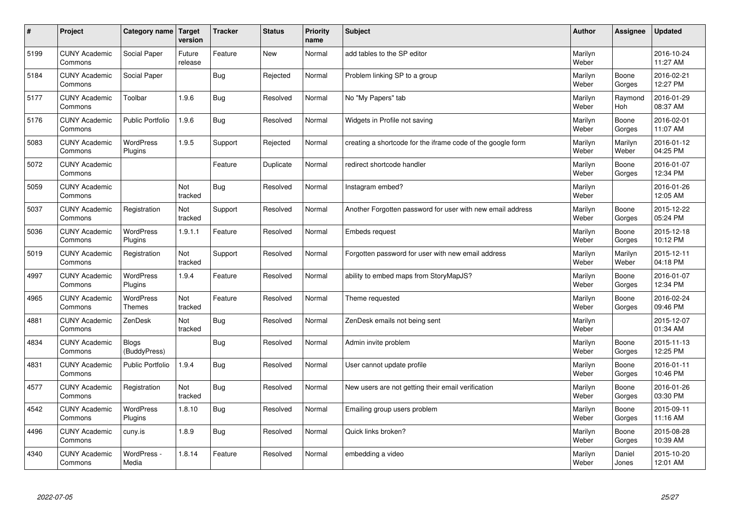| # | Project | Category name | Target version | Tracker | Status | Priority name | Subject | Author | Assignee | Updated |
|---|---|---|---|---|---|---|---|---|---|---|
| 5199 | CUNY Academic Commons | Social Paper | Future release | Feature | New | Normal | add tables to the SP editor | Marilyn Weber | | 2016-10-24 11:27 AM |
| 5184 | CUNY Academic Commons | Social Paper | | Bug | Rejected | Normal | Problem linking SP to a group | Marilyn Weber | Boone Gorges | 2016-02-21 12:27 PM |
| 5177 | CUNY Academic Commons | Toolbar | 1.9.6 | Bug | Resolved | Normal | No "My Papers" tab | Marilyn Weber | Raymond Hoh | 2016-01-29 08:37 AM |
| 5176 | CUNY Academic Commons | Public Portfolio | 1.9.6 | Bug | Resolved | Normal | Widgets in Profile not saving | Marilyn Weber | Boone Gorges | 2016-02-01 11:07 AM |
| 5083 | CUNY Academic Commons | WordPress Plugins | 1.9.5 | Support | Rejected | Normal | creating a shortcode for the iframe code of the google form | Marilyn Weber | Marilyn Weber | 2016-01-12 04:25 PM |
| 5072 | CUNY Academic Commons | | | Feature | Duplicate | Normal | redirect shortcode handler | Marilyn Weber | Boone Gorges | 2016-01-07 12:34 PM |
| 5059 | CUNY Academic Commons | | Not tracked | Bug | Resolved | Normal | Instagram embed? | Marilyn Weber | | 2016-01-26 12:05 AM |
| 5037 | CUNY Academic Commons | Registration | Not tracked | Support | Resolved | Normal | Another Forgotten password for user with new email address | Marilyn Weber | Boone Gorges | 2015-12-22 05:24 PM |
| 5036 | CUNY Academic Commons | WordPress Plugins | 1.9.1.1 | Feature | Resolved | Normal | Embeds request | Marilyn Weber | Boone Gorges | 2015-12-18 10:12 PM |
| 5019 | CUNY Academic Commons | Registration | Not tracked | Support | Resolved | Normal | Forgotten password for user with new email address | Marilyn Weber | Marilyn Weber | 2015-12-11 04:18 PM |
| 4997 | CUNY Academic Commons | WordPress Plugins | 1.9.4 | Feature | Resolved | Normal | ability to embed maps from StoryMapJS? | Marilyn Weber | Boone Gorges | 2016-01-07 12:34 PM |
| 4965 | CUNY Academic Commons | WordPress Themes | Not tracked | Feature | Resolved | Normal | Theme requested | Marilyn Weber | Boone Gorges | 2016-02-24 09:46 PM |
| 4881 | CUNY Academic Commons | ZenDesk | Not tracked | Bug | Resolved | Normal | ZenDesk emails not being sent | Marilyn Weber | | 2015-12-07 01:34 AM |
| 4834 | CUNY Academic Commons | Blogs (BuddyPress) | | Bug | Resolved | Normal | Admin invite problem | Marilyn Weber | Boone Gorges | 2015-11-13 12:25 PM |
| 4831 | CUNY Academic Commons | Public Portfolio | 1.9.4 | Bug | Resolved | Normal | User cannot update profile | Marilyn Weber | Boone Gorges | 2016-01-11 10:46 PM |
| 4577 | CUNY Academic Commons | Registration | Not tracked | Bug | Resolved | Normal | New users are not getting their email verification | Marilyn Weber | Boone Gorges | 2016-01-26 03:30 PM |
| 4542 | CUNY Academic Commons | WordPress Plugins | 1.8.10 | Bug | Resolved | Normal | Emailing group users problem | Marilyn Weber | Boone Gorges | 2015-09-11 11:16 AM |
| 4496 | CUNY Academic Commons | cuny.is | 1.8.9 | Bug | Resolved | Normal | Quick links broken? | Marilyn Weber | Boone Gorges | 2015-08-28 10:39 AM |
| 4340 | CUNY Academic Commons | WordPress - Media | 1.8.14 | Feature | Resolved | Normal | embedding a video | Marilyn Weber | Daniel Jones | 2015-10-20 12:01 AM |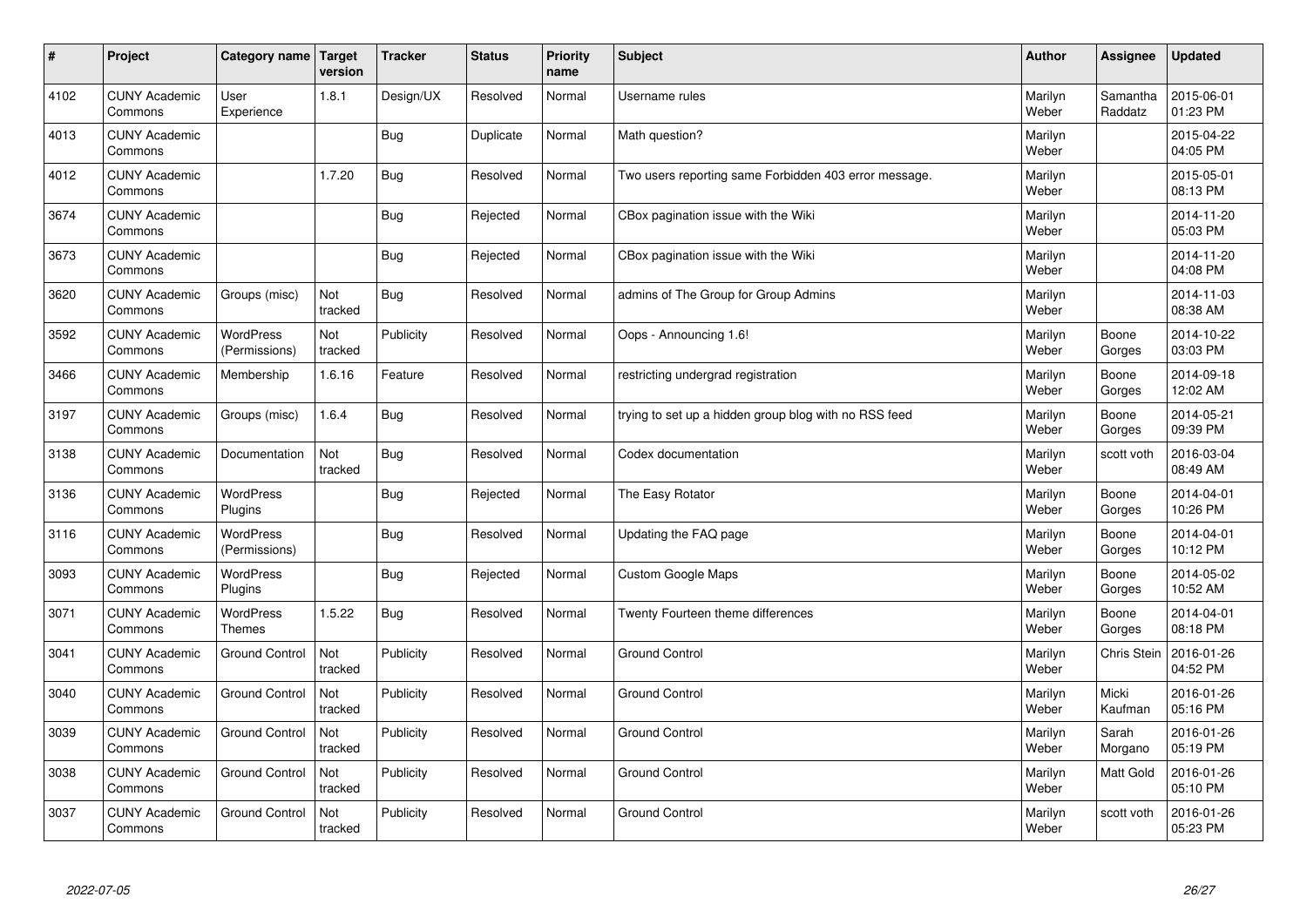| # | Project | Category name | Target version | Tracker | Status | Priority name | Subject | Author | Assignee | Updated |
|---|---|---|---|---|---|---|---|---|---|---|
| 4102 | CUNY Academic Commons | User Experience | 1.8.1 | Design/UX | Resolved | Normal | Username rules | Marilyn Weber | Samantha Raddatz | 2015-06-01 01:23 PM |
| 4013 | CUNY Academic Commons | | | Bug | Duplicate | Normal | Math question? | Marilyn Weber | | 2015-04-22 04:05 PM |
| 4012 | CUNY Academic Commons | | 1.7.20 | Bug | Resolved | Normal | Two users reporting same Forbidden 403 error message. | Marilyn Weber | | 2015-05-01 08:13 PM |
| 3674 | CUNY Academic Commons | | | Bug | Rejected | Normal | CBox pagination issue with the Wiki | Marilyn Weber | | 2014-11-20 05:03 PM |
| 3673 | CUNY Academic Commons | | | Bug | Rejected | Normal | CBox pagination issue with the Wiki | Marilyn Weber | | 2014-11-20 04:08 PM |
| 3620 | CUNY Academic Commons | Groups (misc) | Not tracked | Bug | Resolved | Normal | admins of The Group for Group Admins | Marilyn Weber | | 2014-11-03 08:38 AM |
| 3592 | CUNY Academic Commons | WordPress (Permissions) | Not tracked | Publicity | Resolved | Normal | Oops - Announcing 1.6! | Marilyn Weber | Boone Gorges | 2014-10-22 03:03 PM |
| 3466 | CUNY Academic Commons | Membership | 1.6.16 | Feature | Resolved | Normal | restricting undergrad registration | Marilyn Weber | Boone Gorges | 2014-09-18 12:02 AM |
| 3197 | CUNY Academic Commons | Groups (misc) | 1.6.4 | Bug | Resolved | Normal | trying to set up a hidden group blog with no RSS feed | Marilyn Weber | Boone Gorges | 2014-05-21 09:39 PM |
| 3138 | CUNY Academic Commons | Documentation | Not tracked | Bug | Resolved | Normal | Codex documentation | Marilyn Weber | scott voth | 2016-03-04 08:49 AM |
| 3136 | CUNY Academic Commons | WordPress Plugins | | Bug | Rejected | Normal | The Easy Rotator | Marilyn Weber | Boone Gorges | 2014-04-01 10:26 PM |
| 3116 | CUNY Academic Commons | WordPress (Permissions) | | Bug | Resolved | Normal | Updating the FAQ page | Marilyn Weber | Boone Gorges | 2014-04-01 10:12 PM |
| 3093 | CUNY Academic Commons | WordPress Plugins | | Bug | Rejected | Normal | Custom Google Maps | Marilyn Weber | Boone Gorges | 2014-05-02 10:52 AM |
| 3071 | CUNY Academic Commons | WordPress Themes | 1.5.22 | Bug | Resolved | Normal | Twenty Fourteen theme differences | Marilyn Weber | Boone Gorges | 2014-04-01 08:18 PM |
| 3041 | CUNY Academic Commons | Ground Control | Not tracked | Publicity | Resolved | Normal | Ground Control | Marilyn Weber | Chris Stein | 2016-01-26 04:52 PM |
| 3040 | CUNY Academic Commons | Ground Control | Not tracked | Publicity | Resolved | Normal | Ground Control | Marilyn Weber | Micki Kaufman | 2016-01-26 05:16 PM |
| 3039 | CUNY Academic Commons | Ground Control | Not tracked | Publicity | Resolved | Normal | Ground Control | Marilyn Weber | Sarah Morgano | 2016-01-26 05:19 PM |
| 3038 | CUNY Academic Commons | Ground Control | Not tracked | Publicity | Resolved | Normal | Ground Control | Marilyn Weber | Matt Gold | 2016-01-26 05:10 PM |
| 3037 | CUNY Academic Commons | Ground Control | Not tracked | Publicity | Resolved | Normal | Ground Control | Marilyn Weber | scott voth | 2016-01-26 05:23 PM |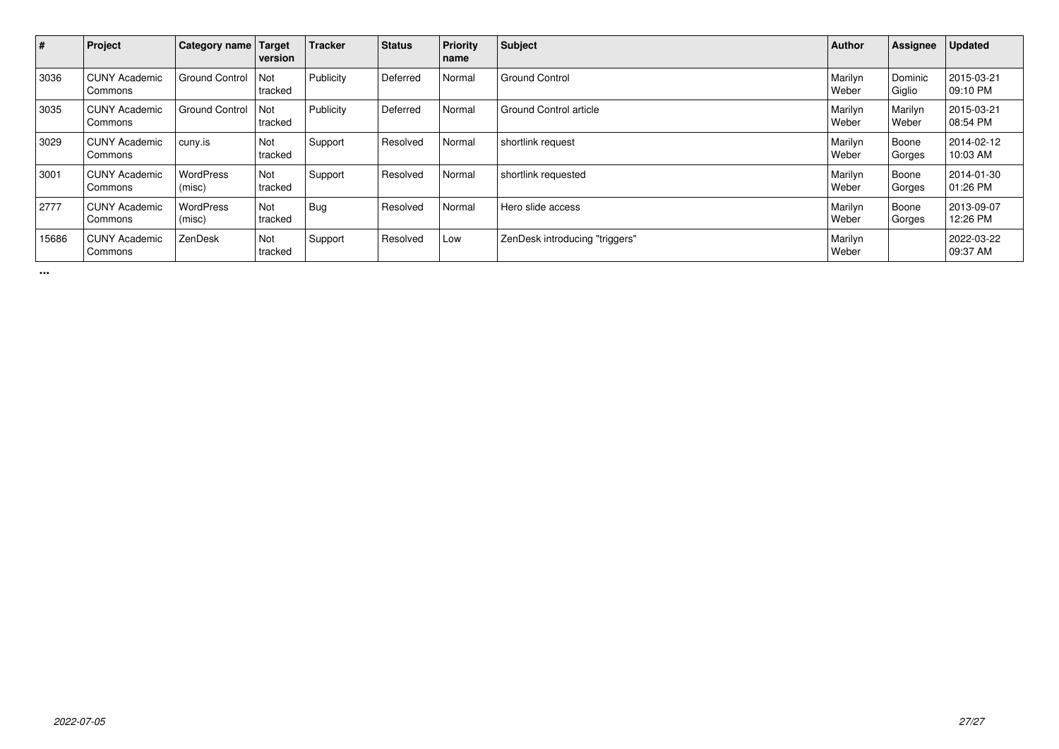| # | Project | Category name | Target version | Tracker | Status | Priority name | Subject | Author | Assignee | Updated |
|---|---|---|---|---|---|---|---|---|---|---|
| 3036 | CUNY Academic Commons | Ground Control | Not tracked | Publicity | Deferred | Normal | Ground Control | Marilyn Weber | Dominic Giglio | 2015-03-21 09:10 PM |
| 3035 | CUNY Academic Commons | Ground Control | Not tracked | Publicity | Deferred | Normal | Ground Control article | Marilyn Weber | Marilyn Weber | 2015-03-21 08:54 PM |
| 3029 | CUNY Academic Commons | cuny.is | Not tracked | Support | Resolved | Normal | shortlink request | Marilyn Weber | Boone Gorges | 2014-02-12 10:03 AM |
| 3001 | CUNY Academic Commons | WordPress (misc) | Not tracked | Support | Resolved | Normal | shortlink requested | Marilyn Weber | Boone Gorges | 2014-01-30 01:26 PM |
| 2777 | CUNY Academic Commons | WordPress (misc) | Not tracked | Bug | Resolved | Normal | Hero slide access | Marilyn Weber | Boone Gorges | 2013-09-07 12:26 PM |
| 15686 | CUNY Academic Commons | ZenDesk | Not tracked | Support | Resolved | Low | ZenDesk introducing "triggers" | Marilyn Weber | | 2022-03-22 09:37 AM |

...